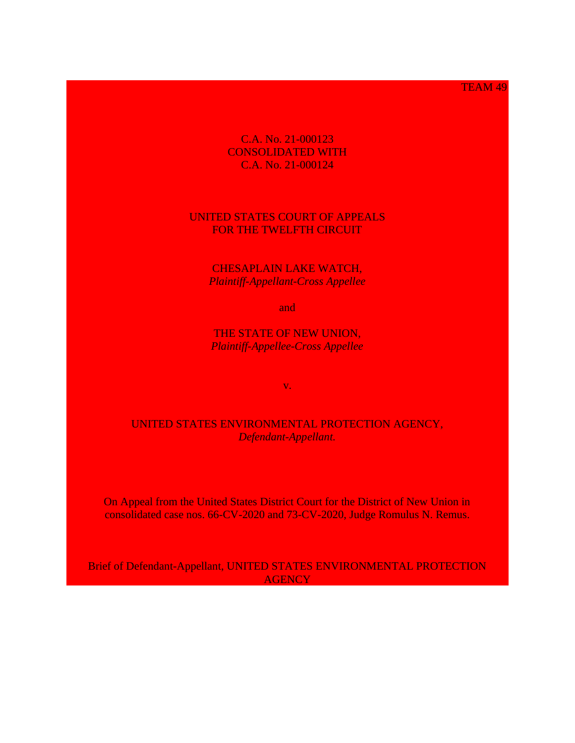TEAM 49

C.A. No. 21-000123
CONSOLIDATED WITH
C.A. No. 21-000124

UNITED STATES COURT OF APPEALS
FOR THE TWELFTH CIRCUIT

CHESAPLAIN LAKE WATCH,
*Plaintiff-Appellant-Cross Appellee*

and

THE STATE OF NEW UNION,
*Plaintiff-Appellee-Cross Appellee*

v.

UNITED STATES ENVIRONMENTAL PROTECTION AGENCY,
*Defendant-Appellant.*

On Appeal from the United States District Court for the District of New Union in consolidated case nos. 66-CV-2020 and 73-CV-2020, Judge Romulus N. Remus.

Brief of Defendant-Appellant, UNITED STATES ENVIRONMENTAL PROTECTION AGENCY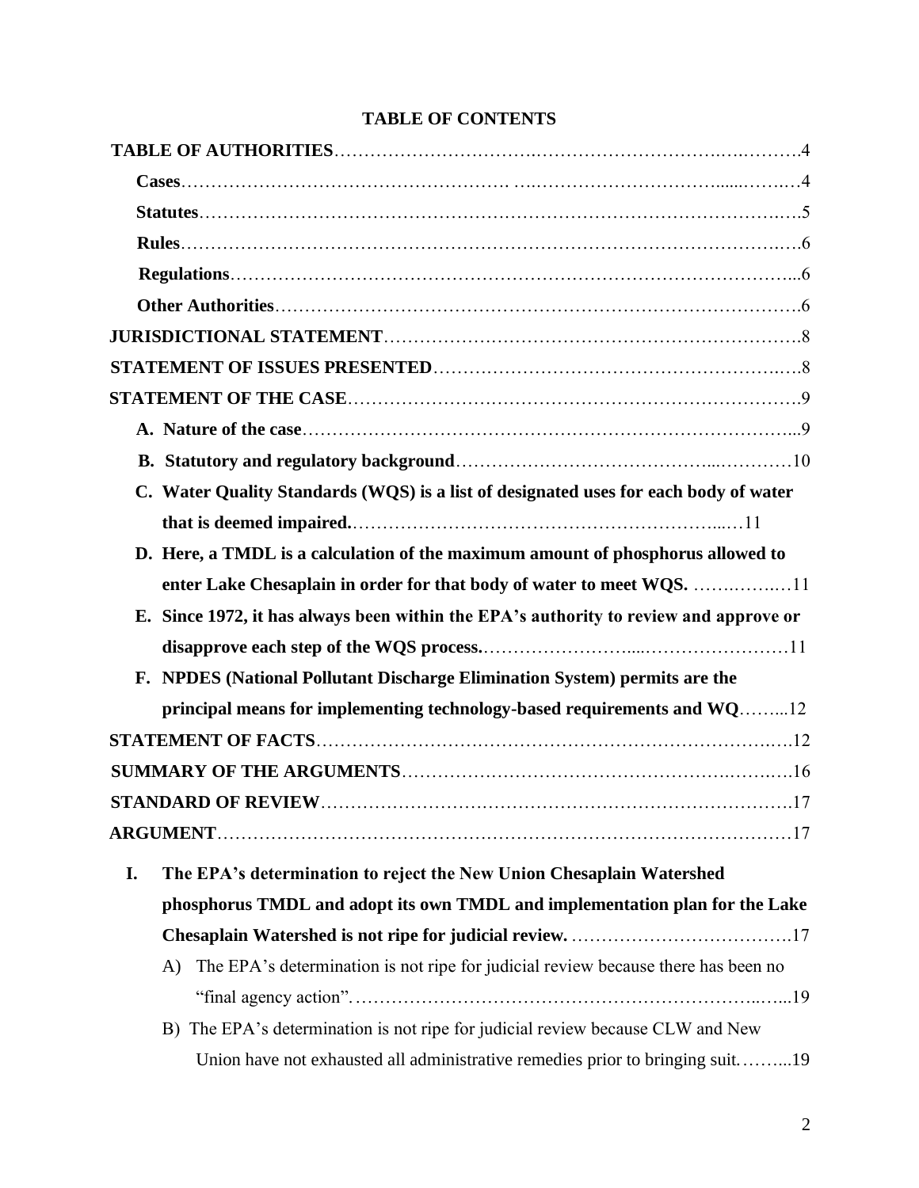# TABLE OF CONTENTS

**TABLE OF AUTHORITIES**……………………………………………………………………….4

- **Cases**…………………………………………………………………………………………4
- **Statutes**………………………………………………………………………………………5
- **Rules**…………………………………………………………………………………………6
- **Regulations**……………………………………………………………………………………6
- **Other Authorities**………………………………………………………………………………6

**JURISDICTIONAL STATEMENT**……………………………………………………………….8

**STATEMENT OF ISSUES PRESENTED**…………………………………………………………8

**STATEMENT OF THE CASE**…………………………………………………………………….9

- **A. Nature of the case**……………………………………………………………………………9
- **B. Statutory and regulatory background**………………………………………………………10
- **C. Water Quality Standards (WQS) is a list of designated uses for each body of water that is deemed impaired.**…………………………………………………………11
- **D. Here, a TMDL is a calculation of the maximum amount of phosphorus allowed to enter Lake Chesaplain in order for that body of water to meet WQS.** ……………11
- **E. Since 1972, it has always been within the EPA's authority to review and approve or disapprove each step of the WQS process.**…………………………………………11
- **F. NPDES (National Pollutant Discharge Elimination System) permits are the principal means for implementing technology-based requirements and WQ**……...12

**STATEMENT OF FACTS**…………………………………………………………………………12

**SUMMARY OF THE ARGUMENTS**……………………………………………………………16

**STANDARD OF REVIEW**…………………………………………………………………………17

**ARGUMENT**………………………………………………………………………………………17

- **I. The EPA's determination to reject the New Union Chesaplain Watershed phosphorus TMDL and adopt its own TMDL and implementation plan for the Lake Chesaplain Watershed is not ripe for judicial review.** ……………………………….17
  - A) The EPA's determination is not ripe for judicial review because there has been no "final agency action".……………………………………………………………...19
  - B) The EPA's determination is not ripe for judicial review because CLW and New Union have not exhausted all administrative remedies prior to bringing suit.……...19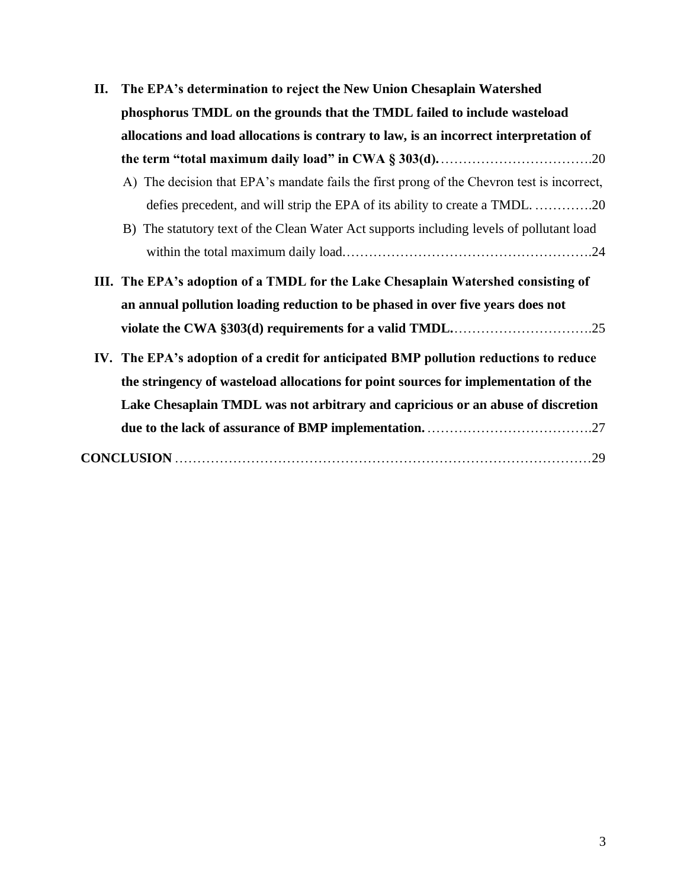**II. The EPA's determination to reject the New Union Chesaplain Watershed phosphorus TMDL on the grounds that the TMDL failed to include wasteload allocations and load allocations is contrary to law, is an incorrect interpretation of the term "total maximum daily load" in CWA § 303(d).**……………………………….20

A) The decision that EPA's mandate fails the first prong of the Chevron test is incorrect, defies precedent, and will strip the EPA of its ability to create a TMDL. ………….20

B) The statutory text of the Clean Water Act supports including levels of pollutant load within the total maximum daily load.……………………………………………….24

**III. The EPA's adoption of a TMDL for the Lake Chesaplain Watershed consisting of an annual pollution loading reduction to be phased in over five years does not violate the CWA §303(d) requirements for a valid TMDL.**…………………………….25

**IV. The EPA's adoption of a credit for anticipated BMP pollution reductions to reduce the stringency of wasteload allocations for point sources for implementation of the Lake Chesaplain TMDL was not arbitrary and capricious or an abuse of discretion due to the lack of assurance of BMP implementation.**………………………………….27

**CONCLUSION** ………………………………………………………………………………29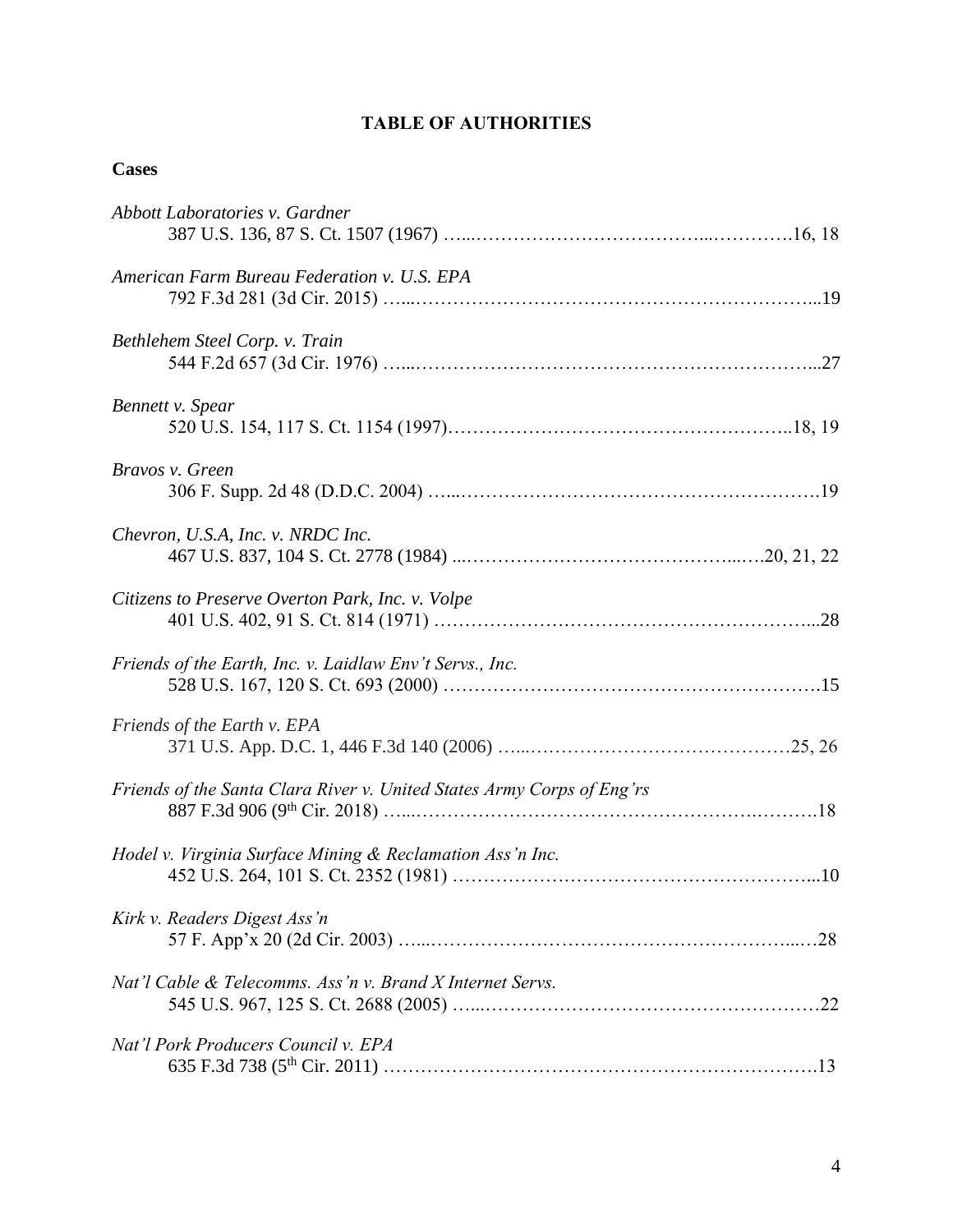# TABLE OF AUTHORITIES

## Cases

*Abbott Laboratories v. Gardner*
387 U.S. 136, 87 S. Ct. 1507 (1967) ….………………………………...………….16, 18

*American Farm Bureau Federation v. U.S. EPA*
792 F.3d 281 (3d Cir. 2015) …...………………………………………………………...19

*Bethlehem Steel Corp. v. Train*
544 F.2d 657 (3d Cir. 1976) …...………………………………………………………...27

*Bennett v. Spear*
520 U.S. 154, 117 S. Ct. 1154 (1997)……………………………………………..18, 19

*Bravos v. Green*
306 F. Supp. 2d 48 (D.D.C. 2004) …...……………………………………………….19

*Chevron, U.S.A, Inc. v. NRDC Inc.*
467 U.S. 837, 104 S. Ct. 2778 (1984) ...……………………………………...….20, 21, 22

*Citizens to Preserve Overton Park, Inc. v. Volpe*
401 U.S. 402, 91 S. Ct. 814 (1971) …………………………………………………...28

*Friends of the Earth, Inc. v. Laidlaw Env't Servs., Inc.*
528 U.S. 167, 120 S. Ct. 693 (2000) ………………….………………………………….15

*Friends of the Earth v. EPA*
371 U.S. App. D.C. 1, 446 F.3d 140 (2006) …...……………………………………25, 26

*Friends of the Santa Clara River v. United States Army Corps of Eng'rs*
887 F.3d 906 (9th Cir. 2018) …...…………………………………………….……….18

*Hodel v. Virginia Surface Mining & Reclamation Ass'n Inc.*
452 U.S. 264, 101 S. Ct. 2352 (1981) ………………………………………………...10

*Kirk v. Readers Digest Ass'n*
57 F. App'x 20 (2d Cir. 2003) …...……………….…………………………………...…28

*Nat'l Cable & Telecomms. Ass'n v. Brand X Internet Servs.*
545 U.S. 967, 125 S. Ct. 2688 (2005) …...………………………………………………22

*Nat'l Pork Producers Council v. EPA*
635 F.3d 738 (5th Cir. 2011) ………………………………………………………….13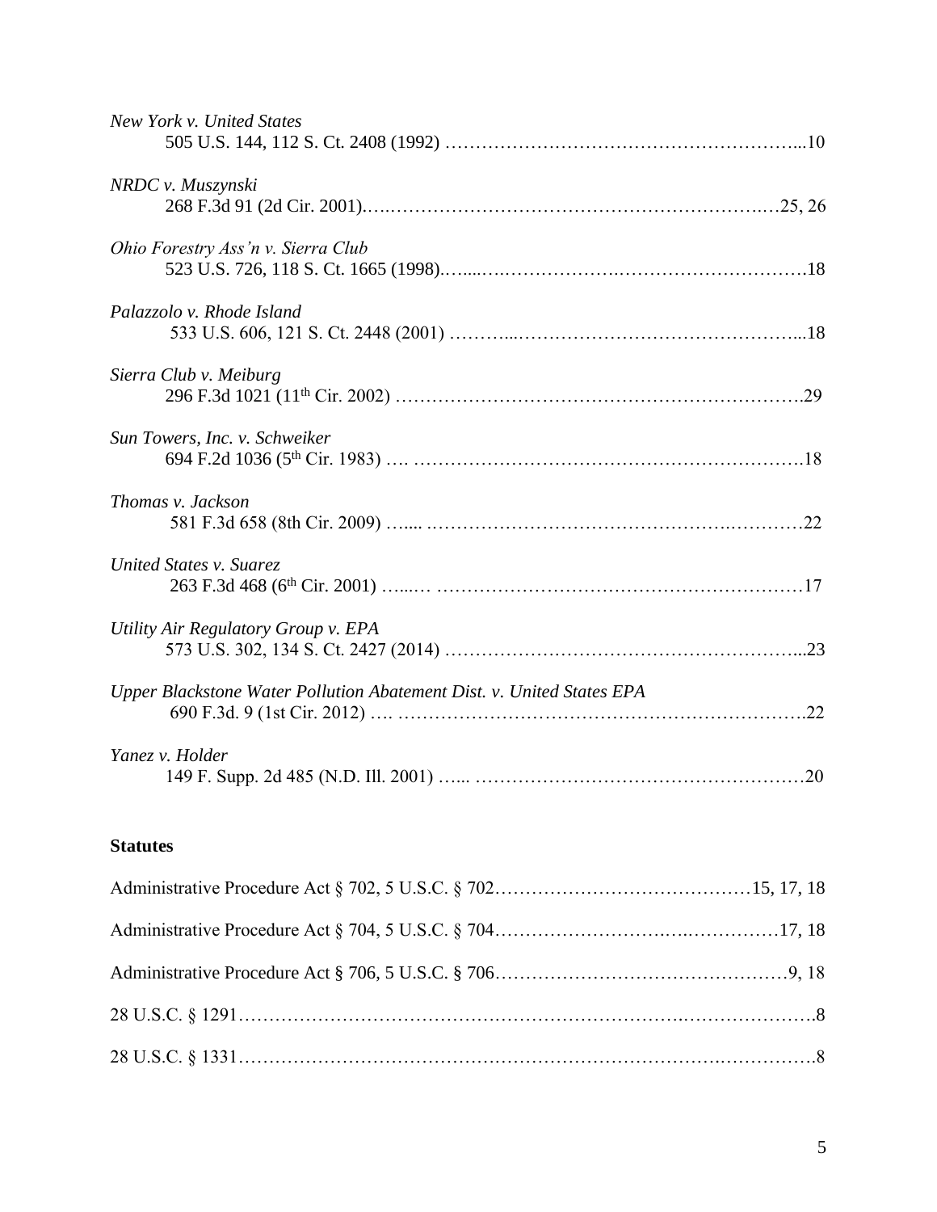*New York v. United States*
505 U.S. 144, 112 S. Ct. 2408 (1992) …………………………………………………...10

*NRDC v. Muszynski*
268 F.3d 91 (2d Cir. 2001).….…………………………………………………….…25, 26

*Ohio Forestry Ass'n v. Sierra Club*
523 U.S. 726, 118 S. Ct. 1665 (1998).…....….……………….………………………….18

*Palazzolo v. Rhode Island*
533 U.S. 606, 121 S. Ct. 2448 (2001) ………...………………………………………...18

*Sierra Club v. Meiburg*
296 F.3d 1021 (11th Cir. 2002) ……………………………………………………….29

*Sun Towers, Inc. v. Schweiker*
694 F.2d 1036 (5th Cir. 1983) …. ……………………………………………………….18

*Thomas v. Jackson*
581 F.3d 658 (8th Cir. 2009) …... .…………………………………………….…………22

*United States v. Suarez*
263 F.3d 468 (6th Cir. 2001) …...… ……………………………………………………17

*Utility Air Regulatory Group v. EPA*
573 U.S. 302, 134 S. Ct. 2427 (2014) …………………………………………………...23

*Upper Blackstone Water Pollution Abatement Dist. v. United States EPA*
690 F.3d. 9 (1st Cir. 2012) …. ……………………………………………………….22

*Yanez v. Holder*
149 F. Supp. 2d 485 (N.D. Ill. 2001) …... ……………….……………….…………….20

**Statutes**

Administrative Procedure Act § 702, 5 U.S.C. § 702……………………………………15, 17, 18

Administrative Procedure Act § 704, 5 U.S.C. § 704……………………….….……………17, 18

Administrative Procedure Act § 706, 5 U.S.C. § 706…………………………………………9, 18

28 U.S.C. § 1291…………………………………….…………………………….………………..8

28 U.S.C. § 1331………………………………….…………………………………….………….8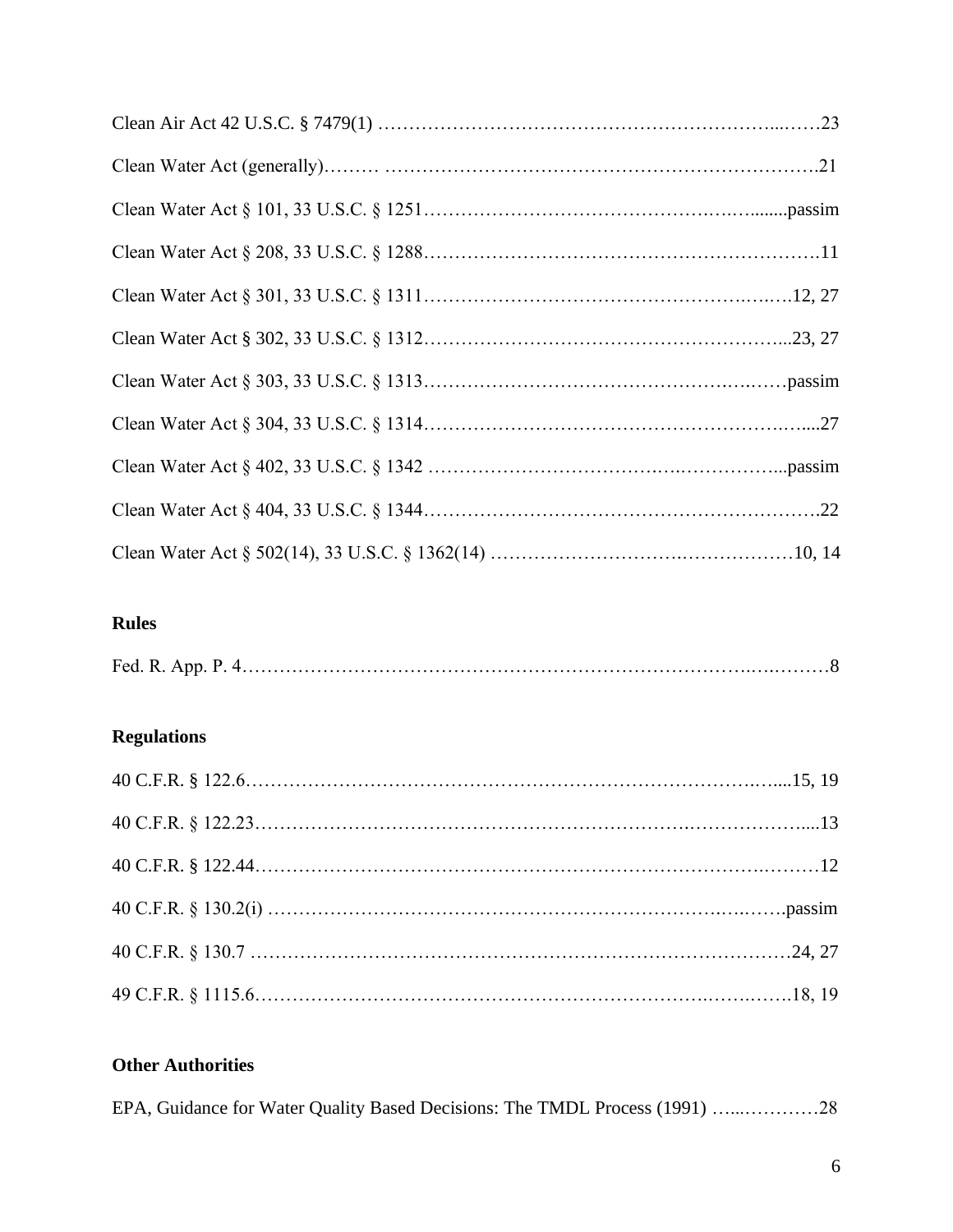Clean Air Act 42 U.S.C. § 7479(1) ……………………………………………………………...……23

Clean Water Act (generally)……… ……………………………………………………………….21

Clean Water Act § 101, 33 U.S.C. § 1251……………………………………………………........passim

Clean Water Act § 208, 33 U.S.C. § 1288……………………………………………………….11

Clean Water Act § 301, 33 U.S.C. § 1311……………………………………………………….12, 27

Clean Water Act § 302, 33 U.S.C. § 1312…………………………………………………...23, 27

Clean Water Act § 303, 33 U.S.C. § 1313…………………………………………………………passim

Clean Water Act § 304, 33 U.S.C. § 1314……………………………………………………....27

Clean Water Act § 402, 33 U.S.C. § 1342 …………………………………………………...passim

Clean Water Act § 404, 33 U.S.C. § 1344……………………………………………………….22

Clean Water Act § 502(14), 33 U.S.C. § 1362(14) …………………………………………10, 14

**Rules**

Fed. R. App. P. 4………………………………………………………………………………8

**Regulations**

40 C.F.R. § 122.6…………………………………………………………………………....15, 19

40 C.F.R. § 122.23……………………………………………………………………………....13

40 C.F.R. § 122.44………………………………………………………………………………12

40 C.F.R. § 130.2(i) ………………………………………………………………………….passim

40 C.F.R. § 130.7 ……………………………………………………………………………24, 27

49 C.F.R. § 1115.6……………………………………………………………………………18, 19

**Other Authorities**

EPA, Guidance for Water Quality Based Decisions: The TMDL Process (1991) …...…………28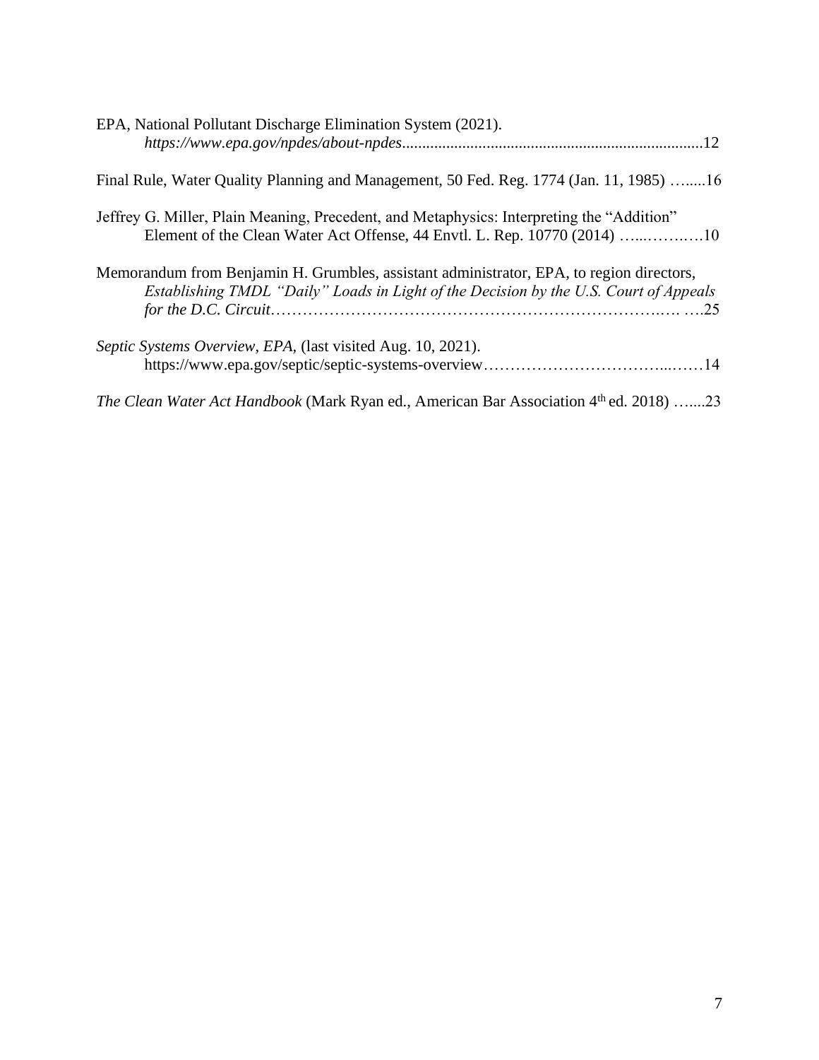EPA, National Pollutant Discharge Elimination System (2021). *https://www.epa.gov/npdes/about-npdes*..........................................................................12

Final Rule, Water Quality Planning and Management, 50 Fed. Reg. 1774 (Jan. 11, 1985) …......16

Jeffrey G. Miller, Plain Meaning, Precedent, and Metaphysics: Interpreting the "Addition" Element of the Clean Water Act Offense, 44 Envtl. L. Rep. 10770 (2014) …...……..…10

Memorandum from Benjamin H. Grumbles, assistant administrator, EPA, to region directors, *Establishing TMDL "Daily" Loads in Light of the Decision by the U.S. Court of Appeals for the D.C. Circuit*…………………………………………………………….…. ….25

*Septic Systems Overview, EPA*, (last visited Aug. 10, 2021). https://www.epa.gov/septic/septic-systems-overview……………………………...……14

*The Clean Water Act Handbook* (Mark Ryan ed., American Bar Association 4th ed. 2018) …....23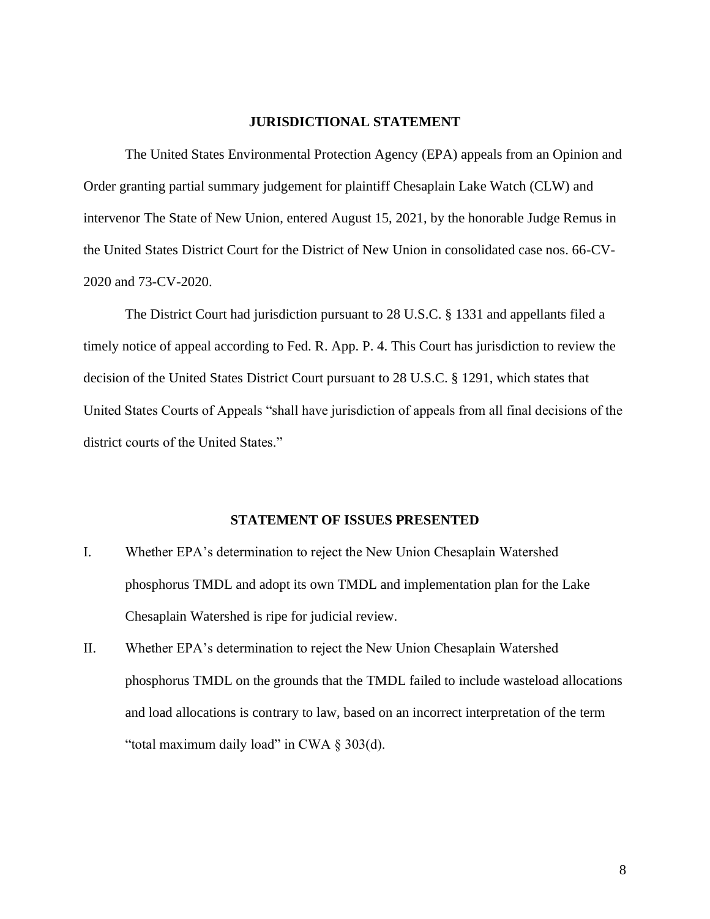## JURISDICTIONAL STATEMENT

The United States Environmental Protection Agency (EPA) appeals from an Opinion and Order granting partial summary judgement for plaintiff Chesaplain Lake Watch (CLW) and intervenor The State of New Union, entered August 15, 2021, by the honorable Judge Remus in the United States District Court for the District of New Union in consolidated case nos. 66-CV-2020 and 73-CV-2020.

The District Court had jurisdiction pursuant to 28 U.S.C. § 1331 and appellants filed a timely notice of appeal according to Fed. R. App. P. 4. This Court has jurisdiction to review the decision of the United States District Court pursuant to 28 U.S.C. § 1291, which states that United States Courts of Appeals "shall have jurisdiction of appeals from all final decisions of the district courts of the United States."

## STATEMENT OF ISSUES PRESENTED

I. Whether EPA's determination to reject the New Union Chesaplain Watershed phosphorus TMDL and adopt its own TMDL and implementation plan for the Lake Chesaplain Watershed is ripe for judicial review.

II. Whether EPA's determination to reject the New Union Chesaplain Watershed phosphorus TMDL on the grounds that the TMDL failed to include wasteload allocations and load allocations is contrary to law, based on an incorrect interpretation of the term "total maximum daily load" in CWA § 303(d).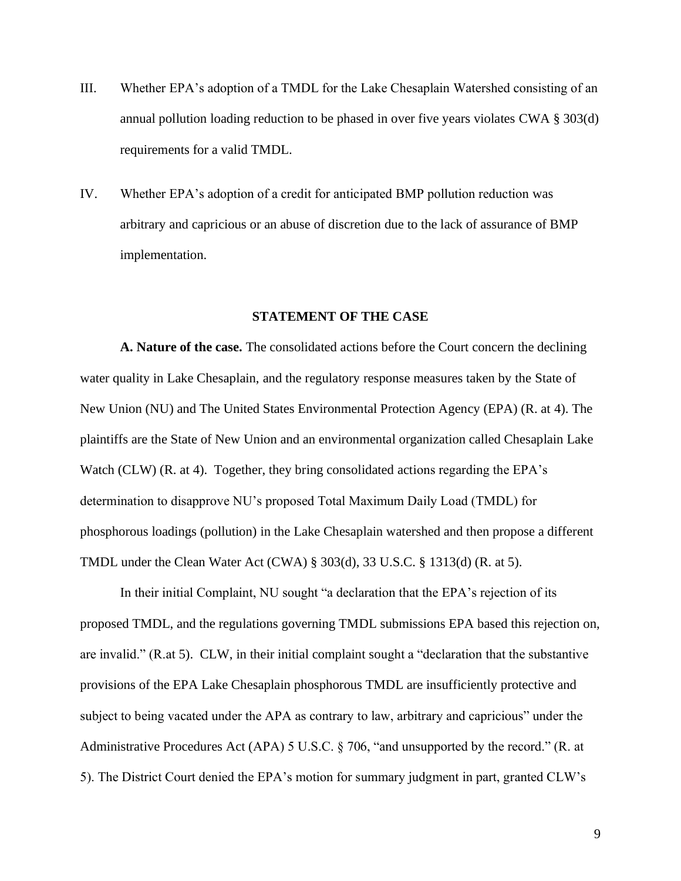III. Whether EPA's adoption of a TMDL for the Lake Chesaplain Watershed consisting of an annual pollution loading reduction to be phased in over five years violates CWA § 303(d) requirements for a valid TMDL.

IV. Whether EPA's adoption of a credit for anticipated BMP pollution reduction was arbitrary and capricious or an abuse of discretion due to the lack of assurance of BMP implementation.

## STATEMENT OF THE CASE

**A. Nature of the case.** The consolidated actions before the Court concern the declining water quality in Lake Chesaplain, and the regulatory response measures taken by the State of New Union (NU) and The United States Environmental Protection Agency (EPA) (R. at 4). The plaintiffs are the State of New Union and an environmental organization called Chesaplain Lake Watch (CLW) (R. at 4). Together, they bring consolidated actions regarding the EPA's determination to disapprove NU's proposed Total Maximum Daily Load (TMDL) for phosphorous loadings (pollution) in the Lake Chesaplain watershed and then propose a different TMDL under the Clean Water Act (CWA) § 303(d), 33 U.S.C. § 1313(d) (R. at 5).

In their initial Complaint, NU sought "a declaration that the EPA's rejection of its proposed TMDL, and the regulations governing TMDL submissions EPA based this rejection on, are invalid." (R.at 5). CLW, in their initial complaint sought a "declaration that the substantive provisions of the EPA Lake Chesaplain phosphorous TMDL are insufficiently protective and subject to being vacated under the APA as contrary to law, arbitrary and capricious" under the Administrative Procedures Act (APA) 5 U.S.C. § 706, "and unsupported by the record." (R. at 5). The District Court denied the EPA's motion for summary judgment in part, granted CLW's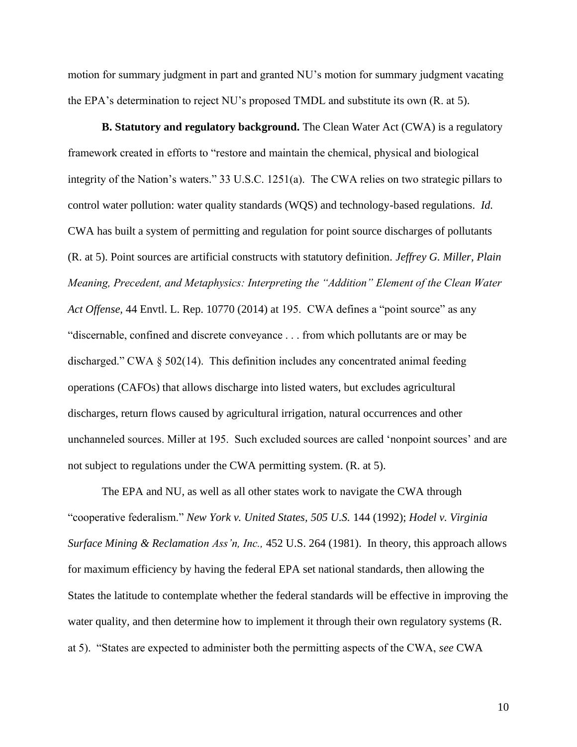motion for summary judgment in part and granted NU's motion for summary judgment vacating the EPA's determination to reject NU's proposed TMDL and substitute its own (R. at 5).

**B. Statutory and regulatory background.** The Clean Water Act (CWA) is a regulatory framework created in efforts to "restore and maintain the chemical, physical and biological integrity of the Nation's waters." 33 U.S.C. 1251(a). The CWA relies on two strategic pillars to control water pollution: water quality standards (WQS) and technology-based regulations. *Id.* CWA has built a system of permitting and regulation for point source discharges of pollutants (R. at 5). Point sources are artificial constructs with statutory definition. *Jeffrey G. Miller, Plain Meaning, Precedent, and Metaphysics: Interpreting the "Addition" Element of the Clean Water Act Offense*, 44 Envtl. L. Rep. 10770 (2014) at 195. CWA defines a "point source" as any "discernable, confined and discrete conveyance . . . from which pollutants are or may be discharged." CWA § 502(14). This definition includes any concentrated animal feeding operations (CAFOs) that allows discharge into listed waters, but excludes agricultural discharges, return flows caused by agricultural irrigation, natural occurrences and other unchanneled sources. Miller at 195. Such excluded sources are called 'nonpoint sources' and are not subject to regulations under the CWA permitting system. (R. at 5).

The EPA and NU, as well as all other states work to navigate the CWA through "cooperative federalism." *New York v. United States, 505 U.S.* 144 (1992); *Hodel v. Virginia Surface Mining & Reclamation Ass'n, Inc.,* 452 U.S. 264 (1981). In theory, this approach allows for maximum efficiency by having the federal EPA set national standards, then allowing the States the latitude to contemplate whether the federal standards will be effective in improving the water quality, and then determine how to implement it through their own regulatory systems (R. at 5). "States are expected to administer both the permitting aspects of the CWA, *see* CWA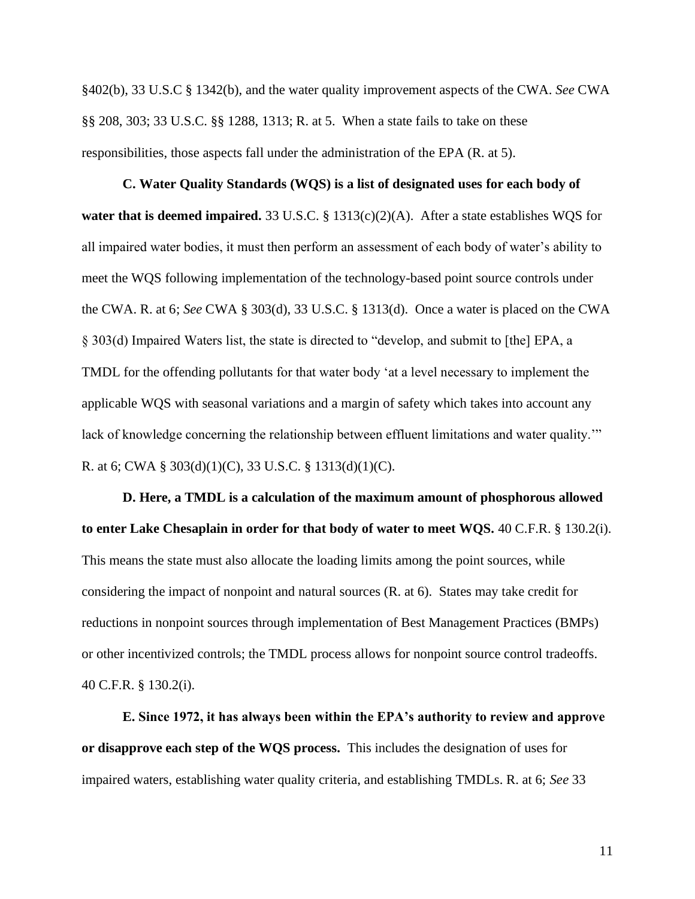§402(b), 33 U.S.C § 1342(b), and the water quality improvement aspects of the CWA. *See* CWA §§ 208, 303; 33 U.S.C. §§ 1288, 1313; R. at 5. When a state fails to take on these responsibilities, those aspects fall under the administration of the EPA (R. at 5).

**C. Water Quality Standards (WQS) is a list of designated uses for each body of water that is deemed impaired.** 33 U.S.C. § 1313(c)(2)(A). After a state establishes WQS for all impaired water bodies, it must then perform an assessment of each body of water's ability to meet the WQS following implementation of the technology-based point source controls under the CWA. R. at 6; *See* CWA § 303(d), 33 U.S.C. § 1313(d). Once a water is placed on the CWA § 303(d) Impaired Waters list, the state is directed to "develop, and submit to [the] EPA, a TMDL for the offending pollutants for that water body 'at a level necessary to implement the applicable WQS with seasonal variations and a margin of safety which takes into account any lack of knowledge concerning the relationship between effluent limitations and water quality.'" R. at 6; CWA § 303(d)(1)(C), 33 U.S.C. § 1313(d)(1)(C).

**D. Here, a TMDL is a calculation of the maximum amount of phosphorous allowed to enter Lake Chesaplain in order for that body of water to meet WQS.** 40 C.F.R. § 130.2(i). This means the state must also allocate the loading limits among the point sources, while considering the impact of nonpoint and natural sources (R. at 6). States may take credit for reductions in nonpoint sources through implementation of Best Management Practices (BMPs) or other incentivized controls; the TMDL process allows for nonpoint source control tradeoffs. 40 C.F.R. § 130.2(i).

**E. Since 1972, it has always been within the EPA's authority to review and approve or disapprove each step of the WQS process.** This includes the designation of uses for impaired waters, establishing water quality criteria, and establishing TMDLs. R. at 6; *See* 33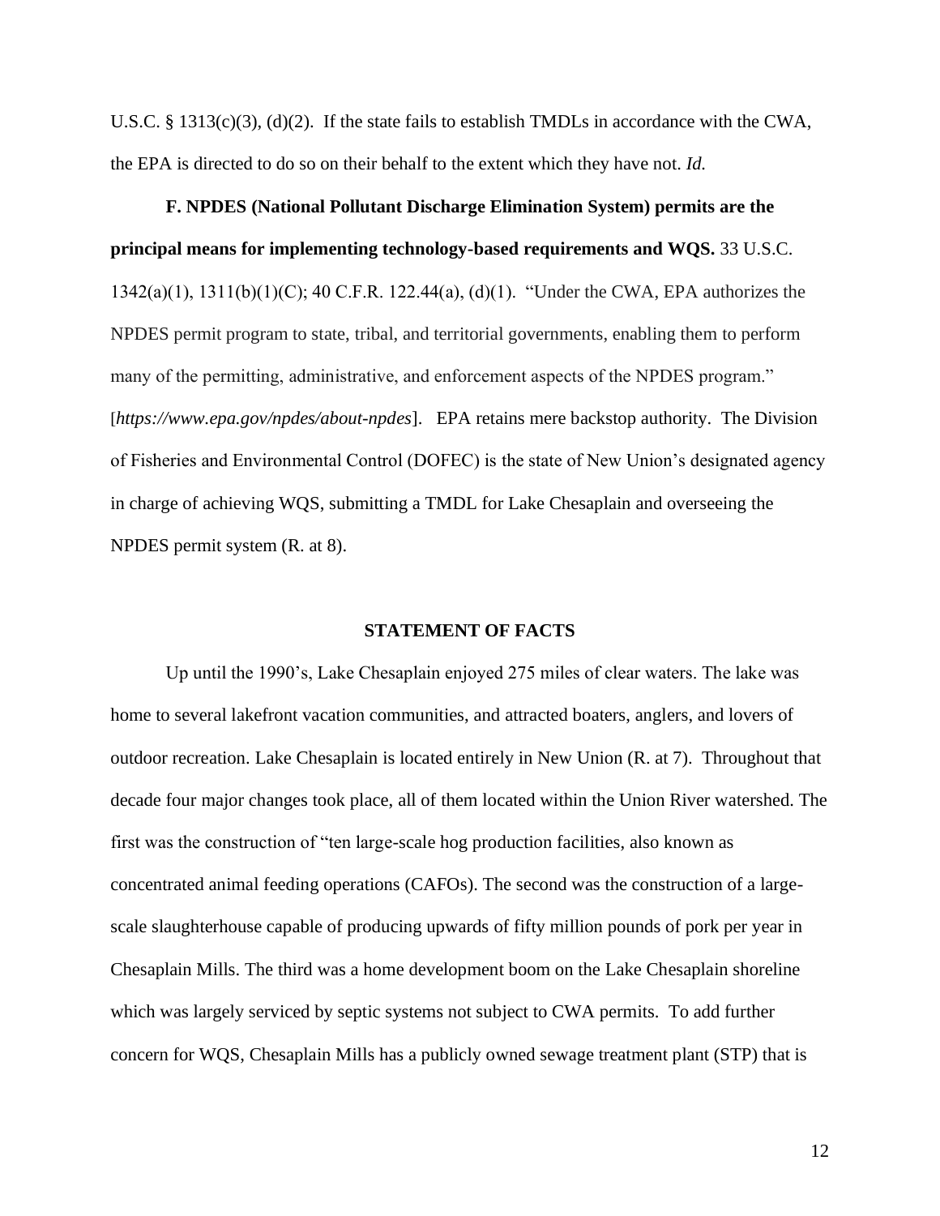U.S.C. § 1313(c)(3), (d)(2). If the state fails to establish TMDLs in accordance with the CWA, the EPA is directed to do so on their behalf to the extent which they have not. *Id.*

**F. NPDES (National Pollutant Discharge Elimination System) permits are the principal means for implementing technology-based requirements and WQS.** 33 U.S.C. 1342(a)(1), 1311(b)(1)(C); 40 C.F.R. 122.44(a), (d)(1). "Under the CWA, EPA authorizes the NPDES permit program to state, tribal, and territorial governments, enabling them to perform many of the permitting, administrative, and enforcement aspects of the NPDES program." [*https://www.epa.gov/npdes/about-npdes*]. EPA retains mere backstop authority. The Division of Fisheries and Environmental Control (DOFEC) is the state of New Union's designated agency in charge of achieving WQS, submitting a TMDL for Lake Chesaplain and overseeing the NPDES permit system (R. at 8).

## STATEMENT OF FACTS

Up until the 1990's, Lake Chesaplain enjoyed 275 miles of clear waters. The lake was home to several lakefront vacation communities, and attracted boaters, anglers, and lovers of outdoor recreation. Lake Chesaplain is located entirely in New Union (R. at 7). Throughout that decade four major changes took place, all of them located within the Union River watershed. The first was the construction of "ten large-scale hog production facilities, also known as concentrated animal feeding operations (CAFOs). The second was the construction of a large-scale slaughterhouse capable of producing upwards of fifty million pounds of pork per year in Chesaplain Mills. The third was a home development boom on the Lake Chesaplain shoreline which was largely serviced by septic systems not subject to CWA permits. To add further concern for WQS, Chesaplain Mills has a publicly owned sewage treatment plant (STP) that is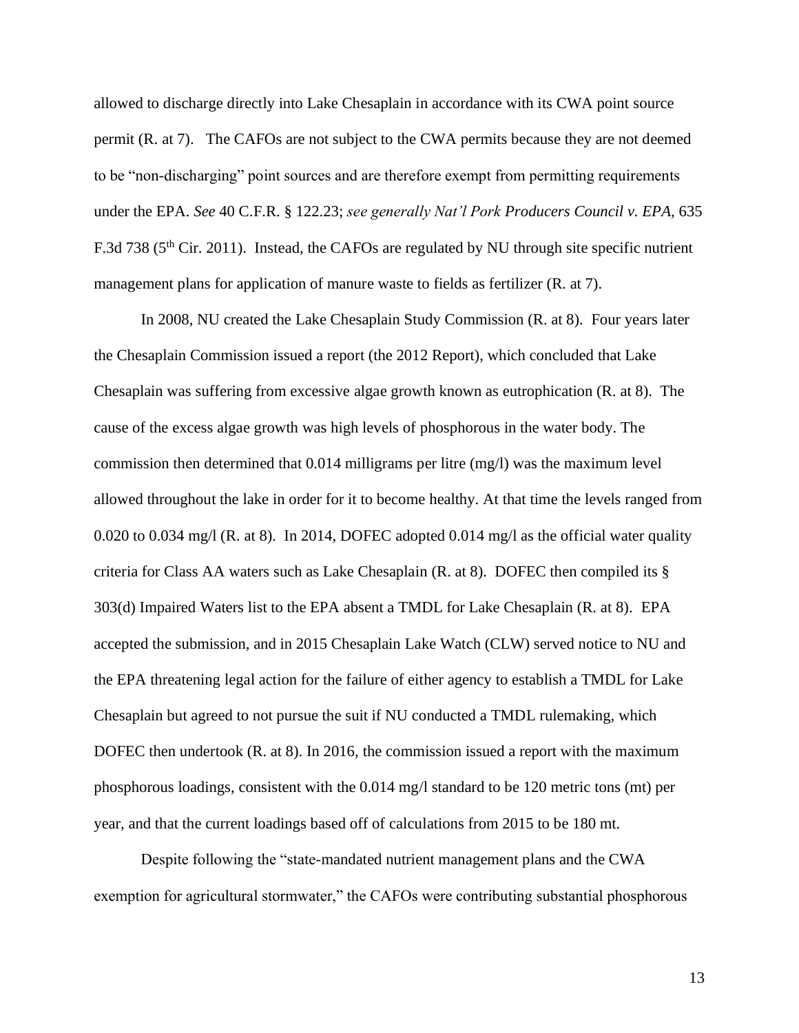allowed to discharge directly into Lake Chesaplain in accordance with its CWA point source permit (R. at 7). The CAFOs are not subject to the CWA permits because they are not deemed to be "non-discharging" point sources and are therefore exempt from permitting requirements under the EPA. *See* 40 C.F.R. § 122.23; *see generally Nat'l Pork Producers Council v. EPA*, 635 F.3d 738 (5th Cir. 2011). Instead, the CAFOs are regulated by NU through site specific nutrient management plans for application of manure waste to fields as fertilizer (R. at 7).

In 2008, NU created the Lake Chesaplain Study Commission (R. at 8). Four years later the Chesaplain Commission issued a report (the 2012 Report), which concluded that Lake Chesaplain was suffering from excessive algae growth known as eutrophication (R. at 8). The cause of the excess algae growth was high levels of phosphorous in the water body. The commission then determined that 0.014 milligrams per litre (mg/l) was the maximum level allowed throughout the lake in order for it to become healthy. At that time the levels ranged from 0.020 to 0.034 mg/l (R. at 8). In 2014, DOFEC adopted 0.014 mg/l as the official water quality criteria for Class AA waters such as Lake Chesaplain (R. at 8). DOFEC then compiled its § 303(d) Impaired Waters list to the EPA absent a TMDL for Lake Chesaplain (R. at 8). EPA accepted the submission, and in 2015 Chesaplain Lake Watch (CLW) served notice to NU and the EPA threatening legal action for the failure of either agency to establish a TMDL for Lake Chesaplain but agreed to not pursue the suit if NU conducted a TMDL rulemaking, which DOFEC then undertook (R. at 8). In 2016, the commission issued a report with the maximum phosphorous loadings, consistent with the 0.014 mg/l standard to be 120 metric tons (mt) per year, and that the current loadings based off of calculations from 2015 to be 180 mt.

Despite following the "state-mandated nutrient management plans and the CWA exemption for agricultural stormwater," the CAFOs were contributing substantial phosphorous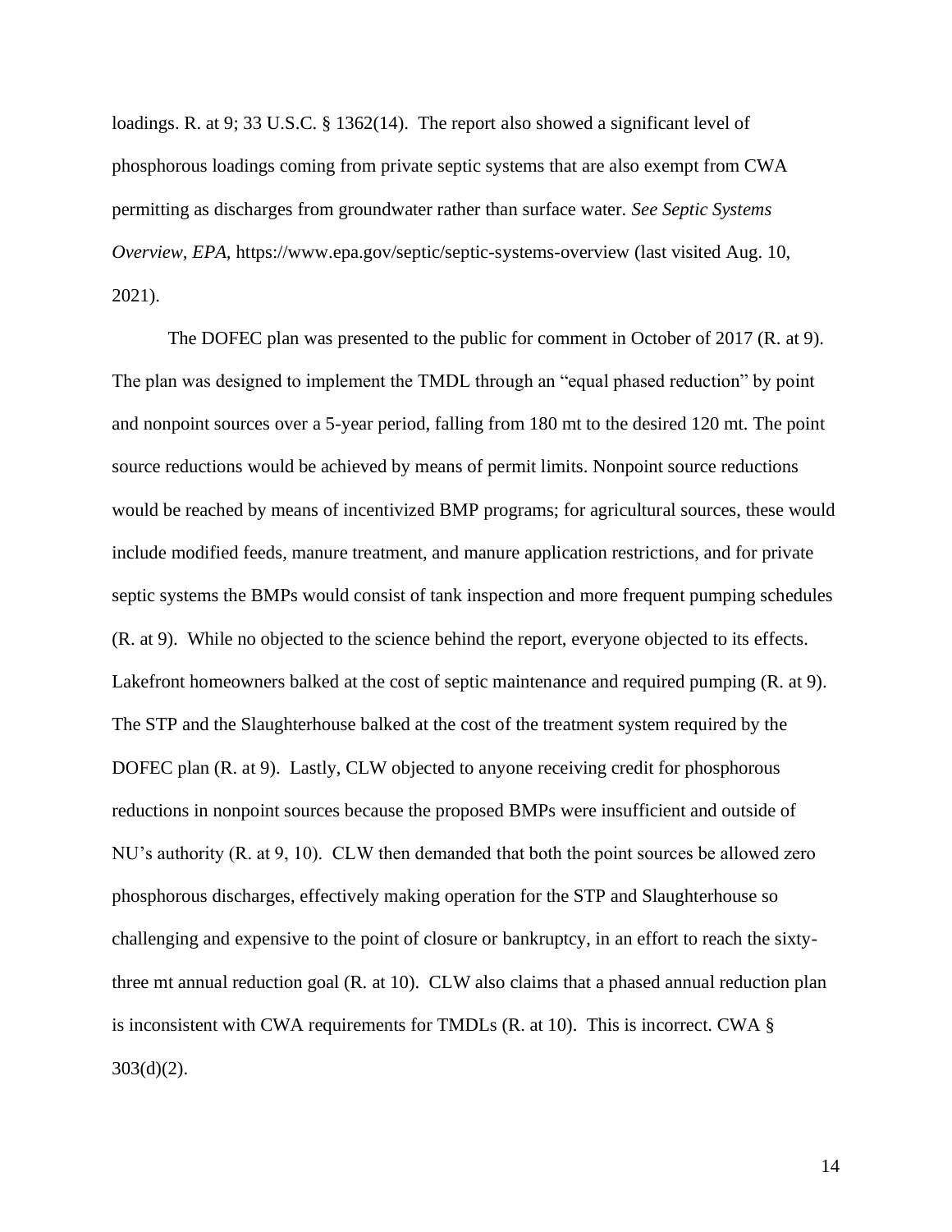loadings. R. at 9; 33 U.S.C. § 1362(14). The report also showed a significant level of phosphorous loadings coming from private septic systems that are also exempt from CWA permitting as discharges from groundwater rather than surface water. *See Septic Systems Overview, EPA*, https://www.epa.gov/septic/septic-systems-overview (last visited Aug. 10, 2021).

The DOFEC plan was presented to the public for comment in October of 2017 (R. at 9). The plan was designed to implement the TMDL through an "equal phased reduction" by point and nonpoint sources over a 5-year period, falling from 180 mt to the desired 120 mt. The point source reductions would be achieved by means of permit limits. Nonpoint source reductions would be reached by means of incentivized BMP programs; for agricultural sources, these would include modified feeds, manure treatment, and manure application restrictions, and for private septic systems the BMPs would consist of tank inspection and more frequent pumping schedules (R. at 9). While no objected to the science behind the report, everyone objected to its effects. Lakefront homeowners balked at the cost of septic maintenance and required pumping (R. at 9). The STP and the Slaughterhouse balked at the cost of the treatment system required by the DOFEC plan (R. at 9). Lastly, CLW objected to anyone receiving credit for phosphorous reductions in nonpoint sources because the proposed BMPs were insufficient and outside of NU's authority (R. at 9, 10). CLW then demanded that both the point sources be allowed zero phosphorous discharges, effectively making operation for the STP and Slaughterhouse so challenging and expensive to the point of closure or bankruptcy, in an effort to reach the sixty-three mt annual reduction goal (R. at 10). CLW also claims that a phased annual reduction plan is inconsistent with CWA requirements for TMDLs (R. at 10). This is incorrect. CWA § 303(d)(2).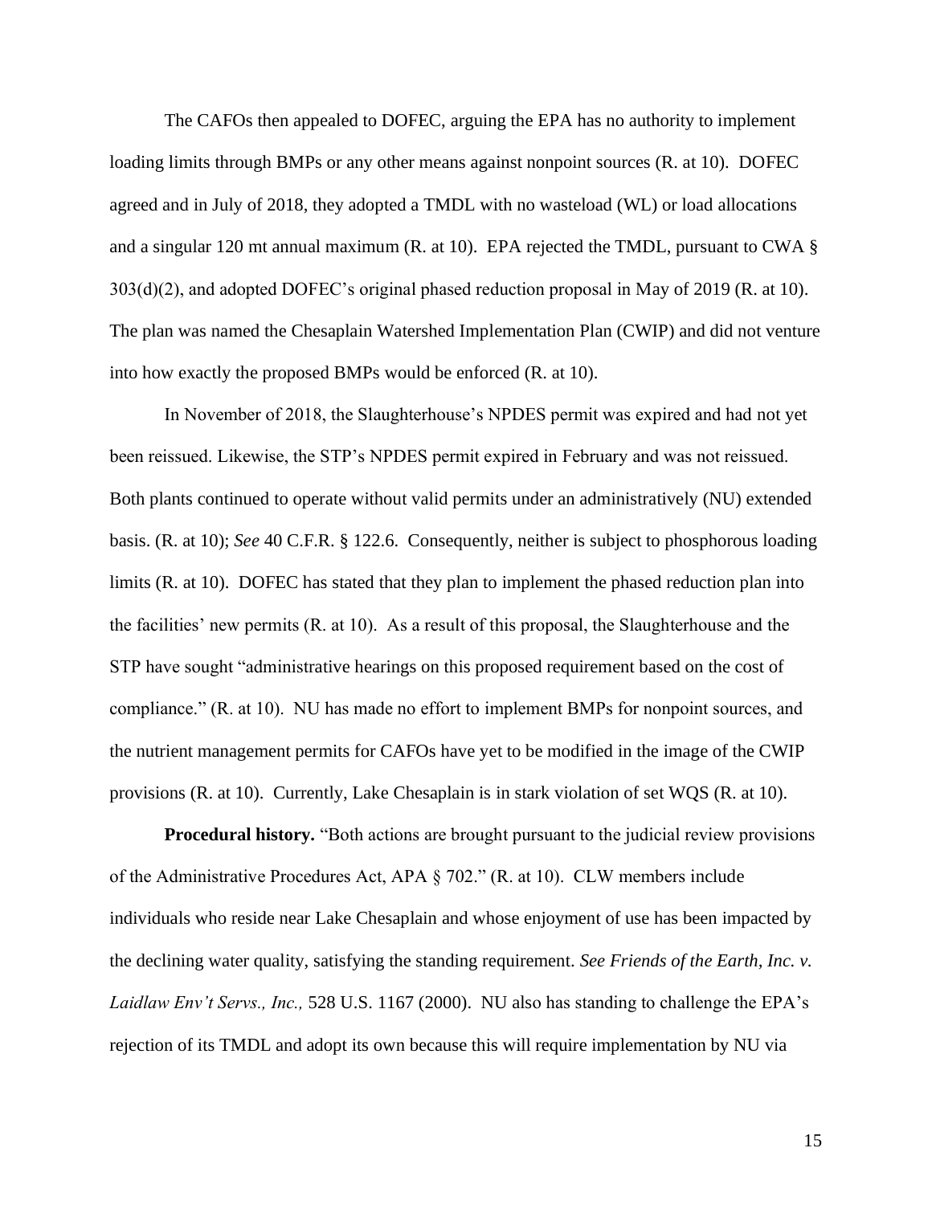The CAFOs then appealed to DOFEC, arguing the EPA has no authority to implement loading limits through BMPs or any other means against nonpoint sources (R. at 10). DOFEC agreed and in July of 2018, they adopted a TMDL with no wasteload (WL) or load allocations and a singular 120 mt annual maximum (R. at 10). EPA rejected the TMDL, pursuant to CWA § 303(d)(2), and adopted DOFEC's original phased reduction proposal in May of 2019 (R. at 10). The plan was named the Chesaplain Watershed Implementation Plan (CWIP) and did not venture into how exactly the proposed BMPs would be enforced (R. at 10).

In November of 2018, the Slaughterhouse's NPDES permit was expired and had not yet been reissued. Likewise, the STP's NPDES permit expired in February and was not reissued. Both plants continued to operate without valid permits under an administratively (NU) extended basis. (R. at 10); *See* 40 C.F.R. § 122.6. Consequently, neither is subject to phosphorous loading limits (R. at 10). DOFEC has stated that they plan to implement the phased reduction plan into the facilities' new permits (R. at 10). As a result of this proposal, the Slaughterhouse and the STP have sought "administrative hearings on this proposed requirement based on the cost of compliance." (R. at 10). NU has made no effort to implement BMPs for nonpoint sources, and the nutrient management permits for CAFOs have yet to be modified in the image of the CWIP provisions (R. at 10). Currently, Lake Chesaplain is in stark violation of set WQS (R. at 10).

**Procedural history.** "Both actions are brought pursuant to the judicial review provisions of the Administrative Procedures Act, APA § 702." (R. at 10). CLW members include individuals who reside near Lake Chesaplain and whose enjoyment of use has been impacted by the declining water quality, satisfying the standing requirement. *See Friends of the Earth, Inc. v. Laidlaw Env't Servs., Inc.,* 528 U.S. 1167 (2000). NU also has standing to challenge the EPA's rejection of its TMDL and adopt its own because this will require implementation by NU via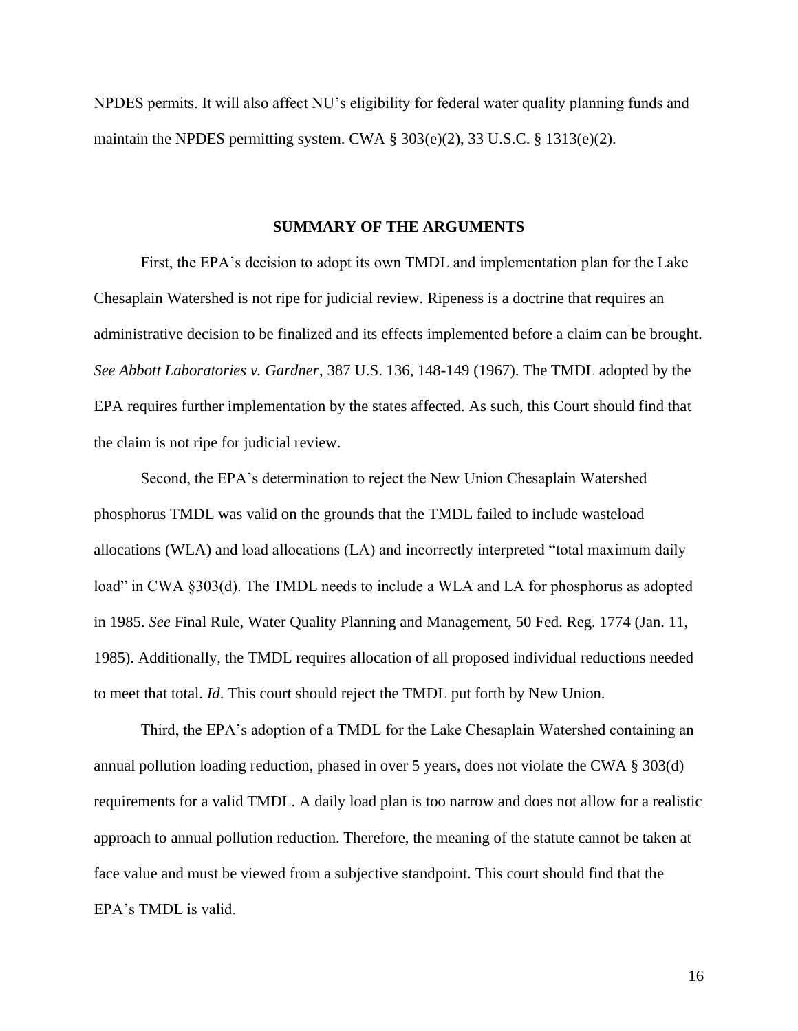NPDES permits. It will also affect NU's eligibility for federal water quality planning funds and maintain the NPDES permitting system. CWA § 303(e)(2), 33 U.S.C. § 1313(e)(2).

## SUMMARY OF THE ARGUMENTS

First, the EPA's decision to adopt its own TMDL and implementation plan for the Lake Chesaplain Watershed is not ripe for judicial review. Ripeness is a doctrine that requires an administrative decision to be finalized and its effects implemented before a claim can be brought. *See Abbott Laboratories v. Gardner*, 387 U.S. 136, 148-149 (1967). The TMDL adopted by the EPA requires further implementation by the states affected. As such, this Court should find that the claim is not ripe for judicial review.

Second, the EPA's determination to reject the New Union Chesaplain Watershed phosphorus TMDL was valid on the grounds that the TMDL failed to include wasteload allocations (WLA) and load allocations (LA) and incorrectly interpreted "total maximum daily load" in CWA §303(d). The TMDL needs to include a WLA and LA for phosphorus as adopted in 1985. *See* Final Rule, Water Quality Planning and Management, 50 Fed. Reg. 1774 (Jan. 11, 1985). Additionally, the TMDL requires allocation of all proposed individual reductions needed to meet that total. *Id*. This court should reject the TMDL put forth by New Union.

Third, the EPA's adoption of a TMDL for the Lake Chesaplain Watershed containing an annual pollution loading reduction, phased in over 5 years, does not violate the CWA § 303(d) requirements for a valid TMDL. A daily load plan is too narrow and does not allow for a realistic approach to annual pollution reduction. Therefore, the meaning of the statute cannot be taken at face value and must be viewed from a subjective standpoint. This court should find that the EPA's TMDL is valid.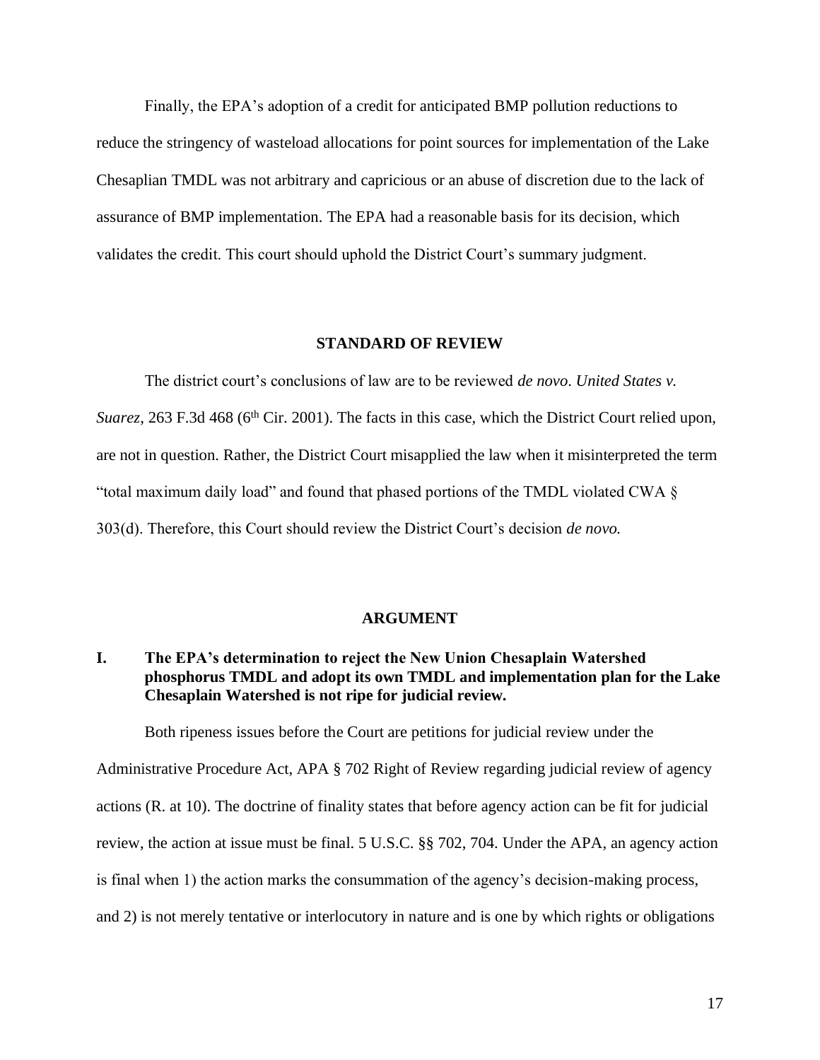Finally, the EPA's adoption of a credit for anticipated BMP pollution reductions to reduce the stringency of wasteload allocations for point sources for implementation of the Lake Chesaplian TMDL was not arbitrary and capricious or an abuse of discretion due to the lack of assurance of BMP implementation. The EPA had a reasonable basis for its decision, which validates the credit. This court should uphold the District Court's summary judgment.

## STANDARD OF REVIEW

The district court's conclusions of law are to be reviewed *de novo*. *United States v. Suarez*, 263 F.3d 468 (6th Cir. 2001). The facts in this case, which the District Court relied upon, are not in question. Rather, the District Court misapplied the law when it misinterpreted the term "total maximum daily load" and found that phased portions of the TMDL violated CWA § 303(d). Therefore, this Court should review the District Court's decision *de novo.*

## ARGUMENT

### I. The EPA's determination to reject the New Union Chesaplain Watershed phosphorus TMDL and adopt its own TMDL and implementation plan for the Lake Chesaplain Watershed is not ripe for judicial review.

Both ripeness issues before the Court are petitions for judicial review under the Administrative Procedure Act, APA § 702 Right of Review regarding judicial review of agency actions (R. at 10). The doctrine of finality states that before agency action can be fit for judicial review, the action at issue must be final. 5 U.S.C. §§ 702, 704. Under the APA, an agency action is final when 1) the action marks the consummation of the agency's decision-making process, and 2) is not merely tentative or interlocutory in nature and is one by which rights or obligations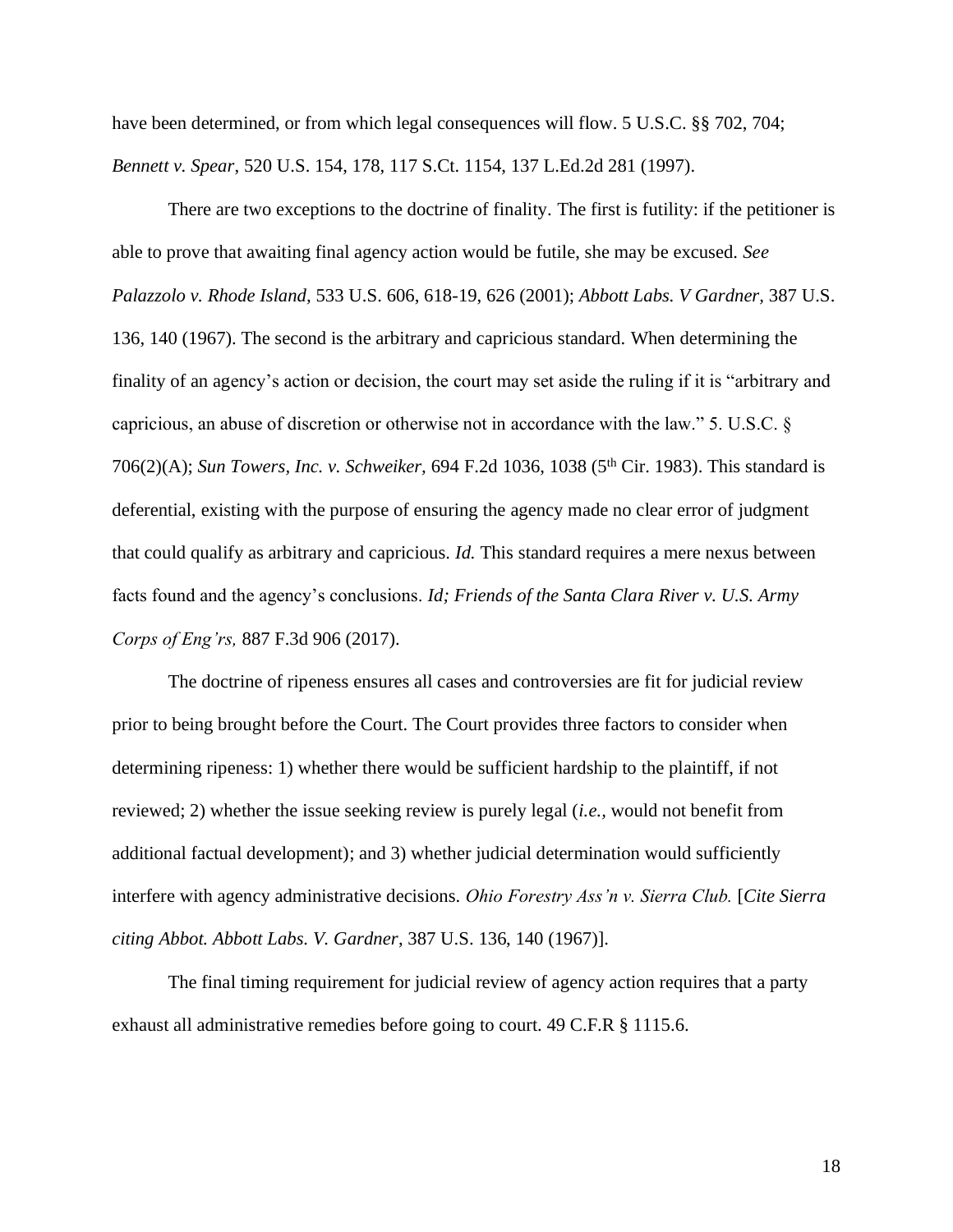have been determined, or from which legal consequences will flow. 5 U.S.C. §§ 702, 704; *Bennett v. Spear*, 520 U.S. 154, 178, 117 S.Ct. 1154, 137 L.Ed.2d 281 (1997).

There are two exceptions to the doctrine of finality. The first is futility: if the petitioner is able to prove that awaiting final agency action would be futile, she may be excused. *See Palazzolo v. Rhode Island,* 533 U.S. 606, 618-19, 626 (2001); *Abbott Labs. V Gardner,* 387 U.S. 136, 140 (1967). The second is the arbitrary and capricious standard. When determining the finality of an agency's action or decision, the court may set aside the ruling if it is "arbitrary and capricious, an abuse of discretion or otherwise not in accordance with the law." 5. U.S.C. § 706(2)(A); *Sun Towers, Inc. v. Schweiker,* 694 F.2d 1036, 1038 (5th Cir. 1983). This standard is deferential, existing with the purpose of ensuring the agency made no clear error of judgment that could qualify as arbitrary and capricious. *Id.* This standard requires a mere nexus between facts found and the agency's conclusions. *Id; Friends of the Santa Clara River v. U.S. Army Corps of Eng'rs,* 887 F.3d 906 (2017).

The doctrine of ripeness ensures all cases and controversies are fit for judicial review prior to being brought before the Court. The Court provides three factors to consider when determining ripeness: 1) whether there would be sufficient hardship to the plaintiff, if not reviewed; 2) whether the issue seeking review is purely legal (*i.e.,* would not benefit from additional factual development); and 3) whether judicial determination would sufficiently interfere with agency administrative decisions. *Ohio Forestry Ass'n v. Sierra Club.* [*Cite Sierra citing Abbot. Abbott Labs. V. Gardner*, 387 U.S. 136, 140 (1967)].

The final timing requirement for judicial review of agency action requires that a party exhaust all administrative remedies before going to court. 49 C.F.R § 1115.6.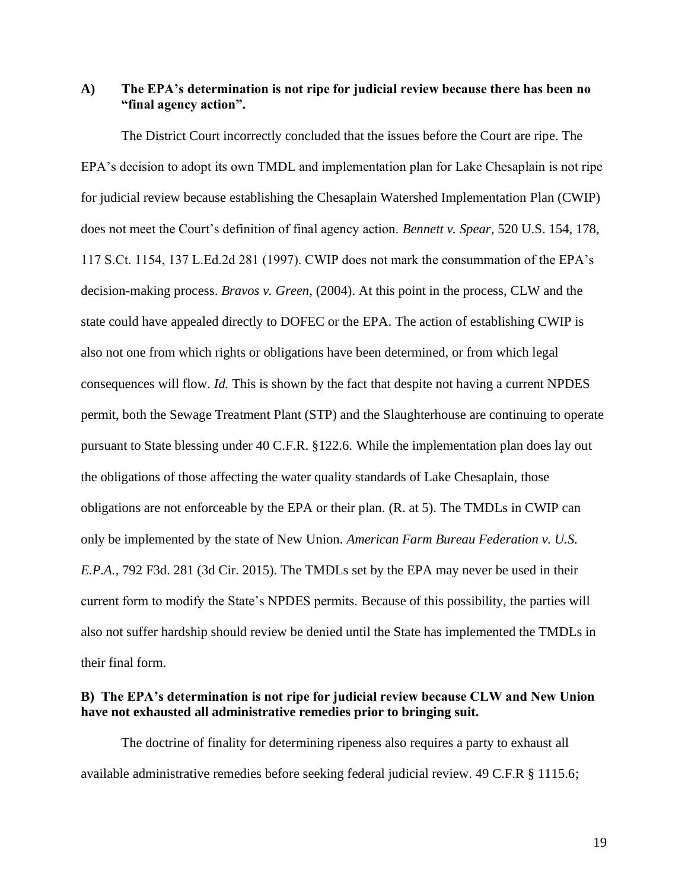### A) The EPA's determination is not ripe for judicial review because there has been no "final agency action".

The District Court incorrectly concluded that the issues before the Court are ripe. The EPA's decision to adopt its own TMDL and implementation plan for Lake Chesaplain is not ripe for judicial review because establishing the Chesaplain Watershed Implementation Plan (CWIP) does not meet the Court's definition of final agency action. *Bennett v. Spear*, 520 U.S. 154, 178, 117 S.Ct. 1154, 137 L.Ed.2d 281 (1997). CWIP does not mark the consummation of the EPA's decision-making process. *Bravos v. Green,* (2004). At this point in the process, CLW and the state could have appealed directly to DOFEC or the EPA. The action of establishing CWIP is also not one from which rights or obligations have been determined, or from which legal consequences will flow. *Id.* This is shown by the fact that despite not having a current NPDES permit, both the Sewage Treatment Plant (STP) and the Slaughterhouse are continuing to operate pursuant to State blessing under 40 C.F.R. §122.6. While the implementation plan does lay out the obligations of those affecting the water quality standards of Lake Chesaplain, those obligations are not enforceable by the EPA or their plan. (R. at 5). The TMDLs in CWIP can only be implemented by the state of New Union. *American Farm Bureau Federation v. U.S. E.P.A.*, 792 F3d. 281 (3d Cir. 2015). The TMDLs set by the EPA may never be used in their current form to modify the State's NPDES permits. Because of this possibility, the parties will also not suffer hardship should review be denied until the State has implemented the TMDLs in their final form.

### B) The EPA's determination is not ripe for judicial review because CLW and New Union have not exhausted all administrative remedies prior to bringing suit.

The doctrine of finality for determining ripeness also requires a party to exhaust all available administrative remedies before seeking federal judicial review. 49 C.F.R § 1115.6;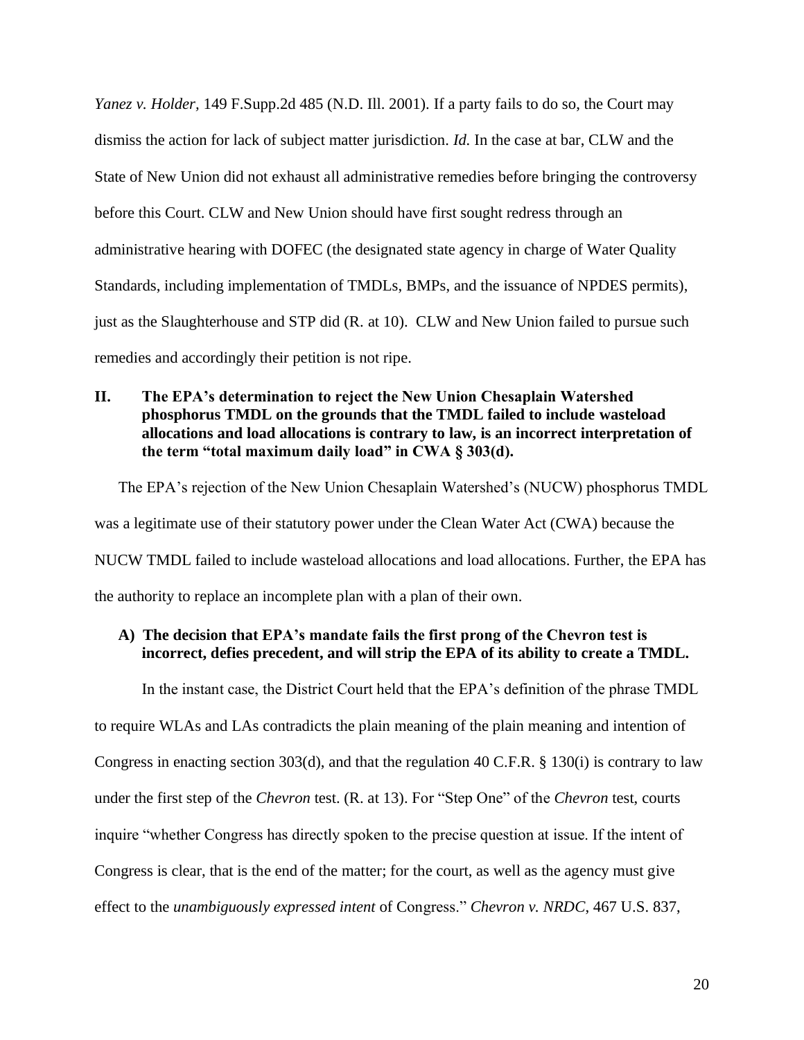*Yanez v. Holder*, 149 F.Supp.2d 485 (N.D. Ill. 2001). If a party fails to do so, the Court may dismiss the action for lack of subject matter jurisdiction. *Id.* In the case at bar, CLW and the State of New Union did not exhaust all administrative remedies before bringing the controversy before this Court. CLW and New Union should have first sought redress through an administrative hearing with DOFEC (the designated state agency in charge of Water Quality Standards, including implementation of TMDLs, BMPs, and the issuance of NPDES permits), just as the Slaughterhouse and STP did (R. at 10). CLW and New Union failed to pursue such remedies and accordingly their petition is not ripe.

## II. The EPA's determination to reject the New Union Chesaplain Watershed phosphorus TMDL on the grounds that the TMDL failed to include wasteload allocations and load allocations is contrary to law, is an incorrect interpretation of the term "total maximum daily load" in CWA § 303(d).

The EPA's rejection of the New Union Chesaplain Watershed's (NUCW) phosphorus TMDL was a legitimate use of their statutory power under the Clean Water Act (CWA) because the NUCW TMDL failed to include wasteload allocations and load allocations. Further, the EPA has the authority to replace an incomplete plan with a plan of their own.

### A) The decision that EPA's mandate fails the first prong of the Chevron test is incorrect, defies precedent, and will strip the EPA of its ability to create a TMDL.

In the instant case, the District Court held that the EPA's definition of the phrase TMDL to require WLAs and LAs contradicts the plain meaning of the plain meaning and intention of Congress in enacting section 303(d), and that the regulation 40 C.F.R. § 130(i) is contrary to law under the first step of the *Chevron* test. (R. at 13). For "Step One" of the *Chevron* test, courts inquire "whether Congress has directly spoken to the precise question at issue. If the intent of Congress is clear, that is the end of the matter; for the court, as well as the agency must give effect to the *unambiguously expressed intent* of Congress." *Chevron v. NRDC*, 467 U.S. 837,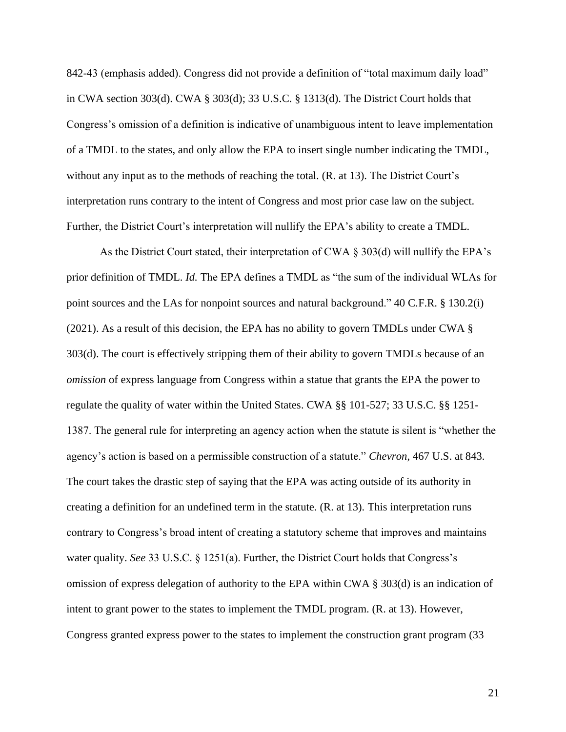842-43 (emphasis added). Congress did not provide a definition of "total maximum daily load" in CWA section 303(d). CWA § 303(d); 33 U.S.C. § 1313(d). The District Court holds that Congress's omission of a definition is indicative of unambiguous intent to leave implementation of a TMDL to the states, and only allow the EPA to insert single number indicating the TMDL, without any input as to the methods of reaching the total. (R. at 13). The District Court's interpretation runs contrary to the intent of Congress and most prior case law on the subject. Further, the District Court's interpretation will nullify the EPA's ability to create a TMDL.

As the District Court stated, their interpretation of CWA § 303(d) will nullify the EPA's prior definition of TMDL. *Id.* The EPA defines a TMDL as "the sum of the individual WLAs for point sources and the LAs for nonpoint sources and natural background." 40 C.F.R. § 130.2(i) (2021). As a result of this decision, the EPA has no ability to govern TMDLs under CWA § 303(d). The court is effectively stripping them of their ability to govern TMDLs because of an *omission* of express language from Congress within a statue that grants the EPA the power to regulate the quality of water within the United States. CWA §§ 101-527; 33 U.S.C. §§ 1251-1387. The general rule for interpreting an agency action when the statute is silent is "whether the agency's action is based on a permissible construction of a statute." *Chevron*, 467 U.S. at 843. The court takes the drastic step of saying that the EPA was acting outside of its authority in creating a definition for an undefined term in the statute. (R. at 13). This interpretation runs contrary to Congress's broad intent of creating a statutory scheme that improves and maintains water quality. *See* 33 U.S.C. § 1251(a). Further, the District Court holds that Congress's omission of express delegation of authority to the EPA within CWA § 303(d) is an indication of intent to grant power to the states to implement the TMDL program. (R. at 13). However, Congress granted express power to the states to implement the construction grant program (33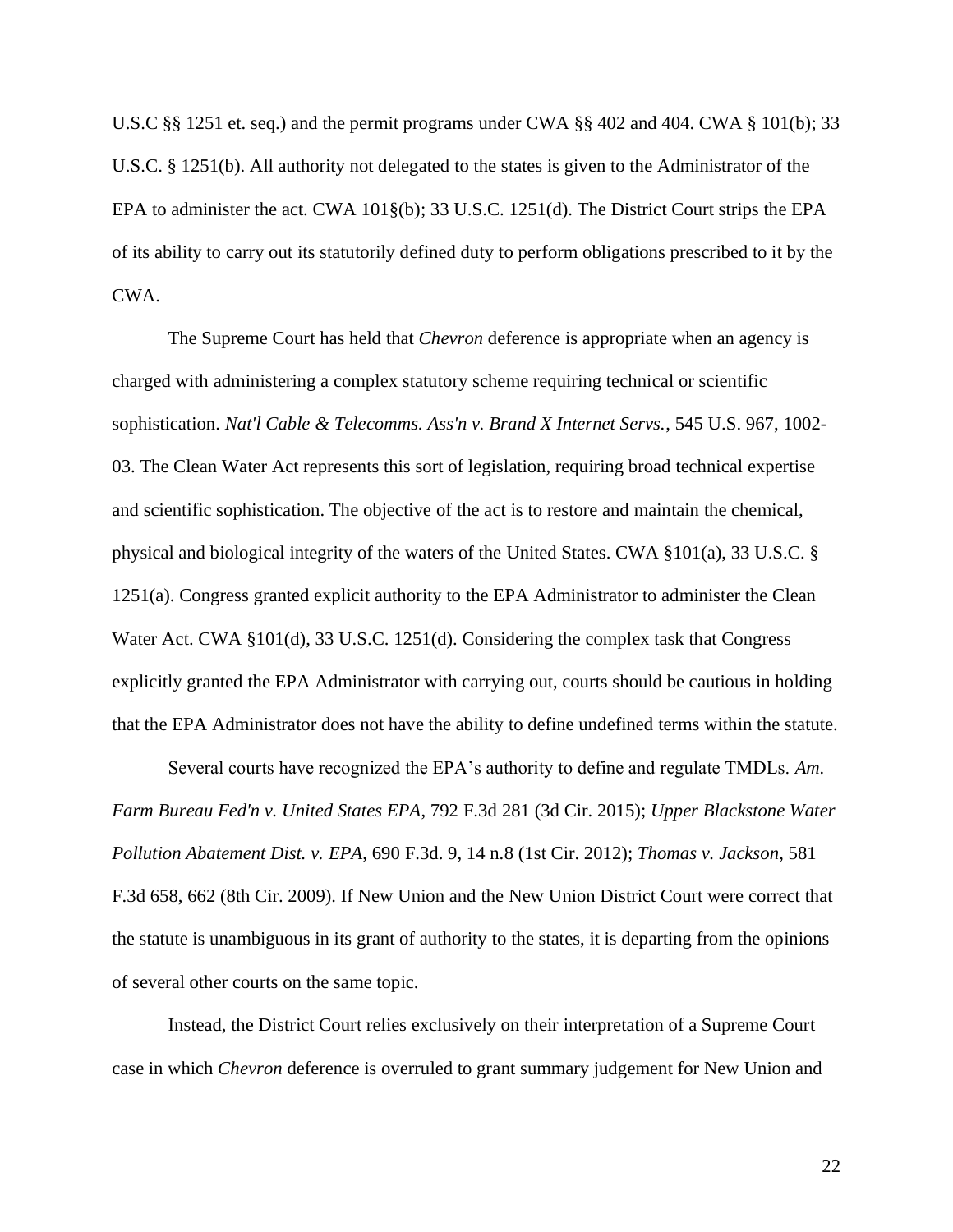U.S.C §§ 1251 et. seq.) and the permit programs under CWA §§ 402 and 404. CWA § 101(b); 33 U.S.C. § 1251(b). All authority not delegated to the states is given to the Administrator of the EPA to administer the act. CWA 101§(b); 33 U.S.C. 1251(d). The District Court strips the EPA of its ability to carry out its statutorily defined duty to perform obligations prescribed to it by the CWA.

The Supreme Court has held that *Chevron* deference is appropriate when an agency is charged with administering a complex statutory scheme requiring technical or scientific sophistication. *Nat'l Cable & Telecomms. Ass'n v. Brand X Internet Servs.*, 545 U.S. 967, 1002-03. The Clean Water Act represents this sort of legislation, requiring broad technical expertise and scientific sophistication. The objective of the act is to restore and maintain the chemical, physical and biological integrity of the waters of the United States. CWA §101(a), 33 U.S.C. § 1251(a). Congress granted explicit authority to the EPA Administrator to administer the Clean Water Act. CWA §101(d), 33 U.S.C. 1251(d). Considering the complex task that Congress explicitly granted the EPA Administrator with carrying out, courts should be cautious in holding that the EPA Administrator does not have the ability to define undefined terms within the statute.

Several courts have recognized the EPA's authority to define and regulate TMDLs. *Am. Farm Bureau Fed'n v. United States EPA*, 792 F.3d 281 (3d Cir. 2015); *Upper Blackstone Water Pollution Abatement Dist. v. EPA*, 690 F.3d. 9, 14 n.8 (1st Cir. 2012); *Thomas v. Jackson*, 581 F.3d 658, 662 (8th Cir. 2009). If New Union and the New Union District Court were correct that the statute is unambiguous in its grant of authority to the states, it is departing from the opinions of several other courts on the same topic.

Instead, the District Court relies exclusively on their interpretation of a Supreme Court case in which *Chevron* deference is overruled to grant summary judgement for New Union and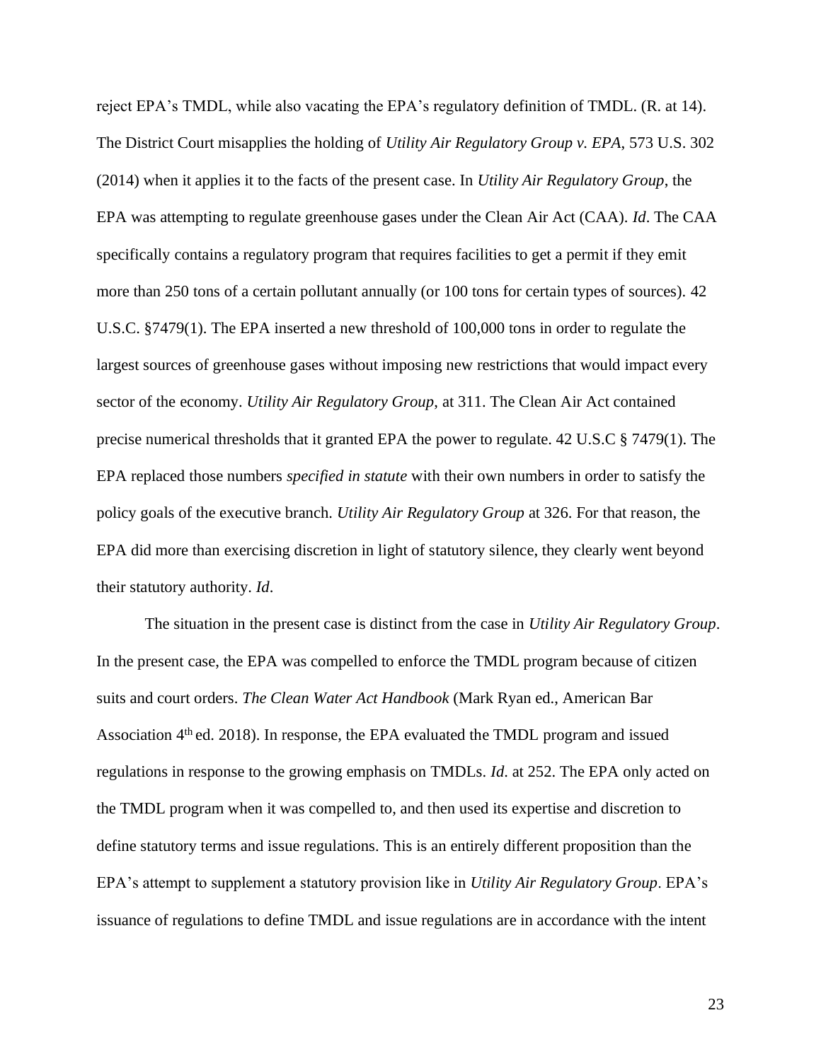reject EPA's TMDL, while also vacating the EPA's regulatory definition of TMDL. (R. at 14). The District Court misapplies the holding of *Utility Air Regulatory Group v. EPA*, 573 U.S. 302 (2014) when it applies it to the facts of the present case. In *Utility Air Regulatory Group*, the EPA was attempting to regulate greenhouse gases under the Clean Air Act (CAA). *Id*. The CAA specifically contains a regulatory program that requires facilities to get a permit if they emit more than 250 tons of a certain pollutant annually (or 100 tons for certain types of sources). 42 U.S.C. §7479(1). The EPA inserted a new threshold of 100,000 tons in order to regulate the largest sources of greenhouse gases without imposing new restrictions that would impact every sector of the economy. *Utility Air Regulatory Group*, at 311. The Clean Air Act contained precise numerical thresholds that it granted EPA the power to regulate. 42 U.S.C § 7479(1). The EPA replaced those numbers *specified in statute* with their own numbers in order to satisfy the policy goals of the executive branch. *Utility Air Regulatory Group* at 326. For that reason, the EPA did more than exercising discretion in light of statutory silence, they clearly went beyond their statutory authority. *Id*.

The situation in the present case is distinct from the case in *Utility Air Regulatory Group*. In the present case, the EPA was compelled to enforce the TMDL program because of citizen suits and court orders. *The Clean Water Act Handbook* (Mark Ryan ed., American Bar Association 4th ed. 2018). In response, the EPA evaluated the TMDL program and issued regulations in response to the growing emphasis on TMDLs. *Id*. at 252. The EPA only acted on the TMDL program when it was compelled to, and then used its expertise and discretion to define statutory terms and issue regulations. This is an entirely different proposition than the EPA's attempt to supplement a statutory provision like in *Utility Air Regulatory Group*. EPA's issuance of regulations to define TMDL and issue regulations are in accordance with the intent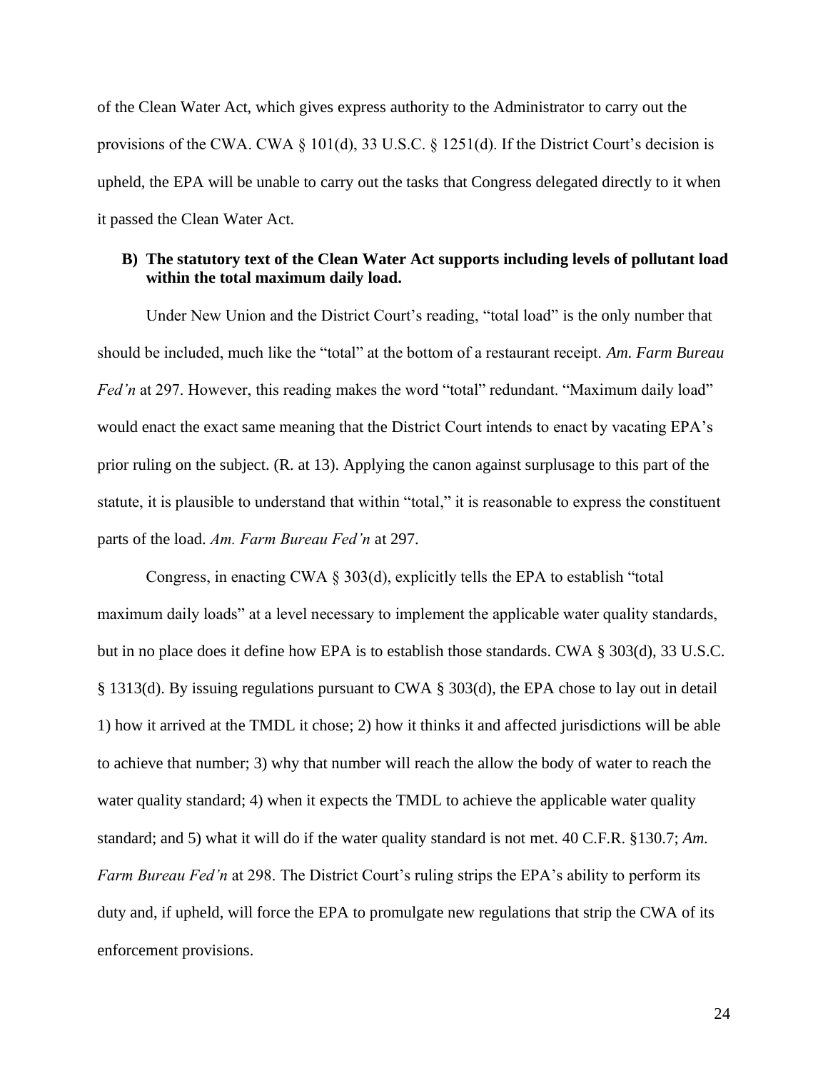of the Clean Water Act, which gives express authority to the Administrator to carry out the provisions of the CWA. CWA § 101(d), 33 U.S.C. § 1251(d). If the District Court's decision is upheld, the EPA will be unable to carry out the tasks that Congress delegated directly to it when it passed the Clean Water Act.

### B) The statutory text of the Clean Water Act supports including levels of pollutant load within the total maximum daily load.

Under New Union and the District Court's reading, "total load" is the only number that should be included, much like the "total" at the bottom of a restaurant receipt. *Am. Farm Bureau Fed'n* at 297. However, this reading makes the word "total" redundant. "Maximum daily load" would enact the exact same meaning that the District Court intends to enact by vacating EPA's prior ruling on the subject. (R. at 13). Applying the canon against surplusage to this part of the statute, it is plausible to understand that within "total," it is reasonable to express the constituent parts of the load. *Am. Farm Bureau Fed'n* at 297.

Congress, in enacting CWA § 303(d), explicitly tells the EPA to establish "total maximum daily loads" at a level necessary to implement the applicable water quality standards, but in no place does it define how EPA is to establish those standards. CWA § 303(d), 33 U.S.C. § 1313(d). By issuing regulations pursuant to CWA § 303(d), the EPA chose to lay out in detail 1) how it arrived at the TMDL it chose; 2) how it thinks it and affected jurisdictions will be able to achieve that number; 3) why that number will reach the allow the body of water to reach the water quality standard; 4) when it expects the TMDL to achieve the applicable water quality standard; and 5) what it will do if the water quality standard is not met. 40 C.F.R. §130.7; *Am. Farm Bureau Fed'n* at 298. The District Court's ruling strips the EPA's ability to perform its duty and, if upheld, will force the EPA to promulgate new regulations that strip the CWA of its enforcement provisions.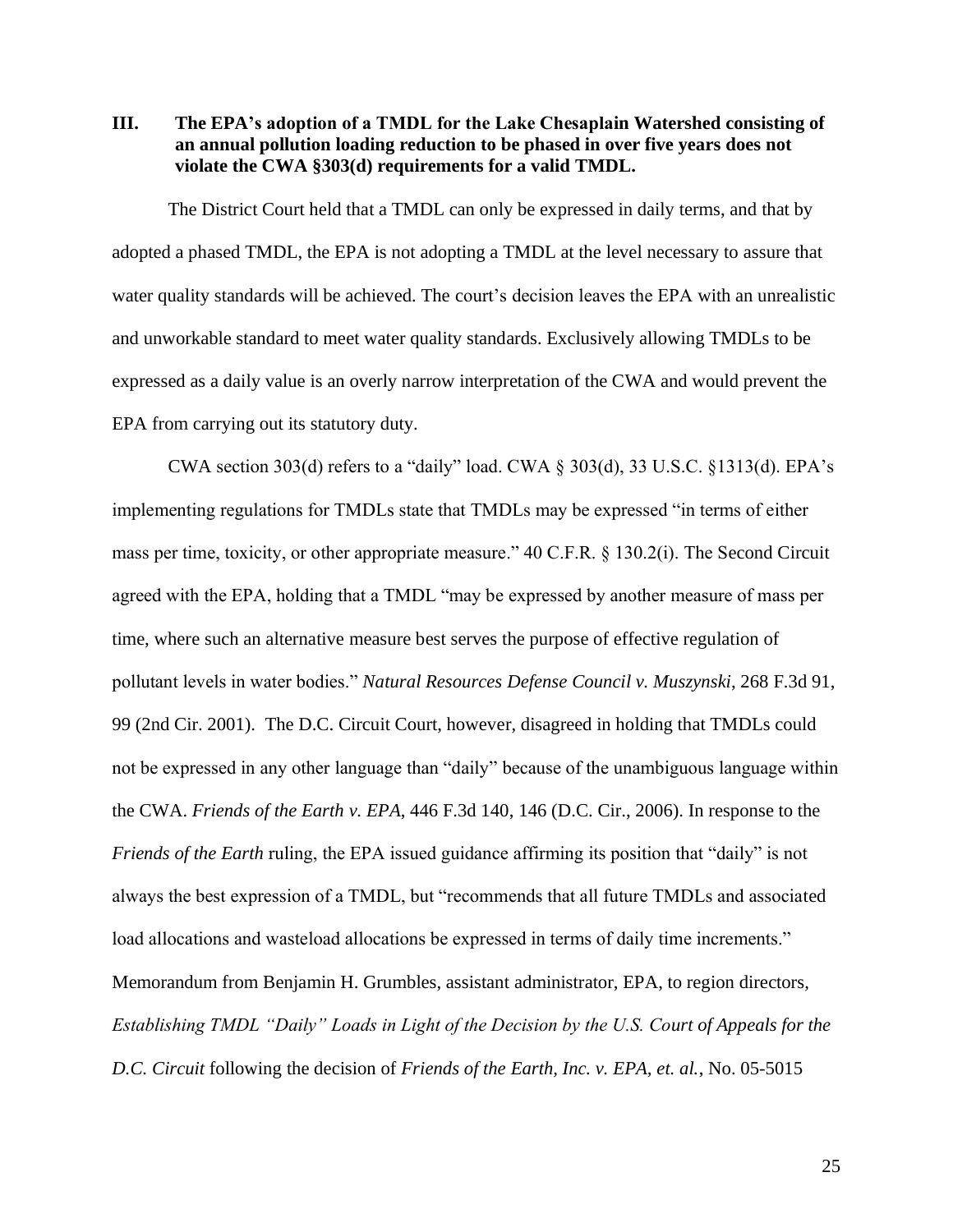### III. The EPA's adoption of a TMDL for the Lake Chesaplain Watershed consisting of an annual pollution loading reduction to be phased in over five years does not violate the CWA §303(d) requirements for a valid TMDL.

The District Court held that a TMDL can only be expressed in daily terms, and that by adopted a phased TMDL, the EPA is not adopting a TMDL at the level necessary to assure that water quality standards will be achieved. The court's decision leaves the EPA with an unrealistic and unworkable standard to meet water quality standards. Exclusively allowing TMDLs to be expressed as a daily value is an overly narrow interpretation of the CWA and would prevent the EPA from carrying out its statutory duty.

CWA section 303(d) refers to a "daily" load. CWA § 303(d), 33 U.S.C. §1313(d). EPA's implementing regulations for TMDLs state that TMDLs may be expressed "in terms of either mass per time, toxicity, or other appropriate measure." 40 C.F.R. § 130.2(i). The Second Circuit agreed with the EPA, holding that a TMDL "may be expressed by another measure of mass per time, where such an alternative measure best serves the purpose of effective regulation of pollutant levels in water bodies." *Natural Resources Defense Council v. Muszynski*, 268 F.3d 91, 99 (2nd Cir. 2001). The D.C. Circuit Court, however, disagreed in holding that TMDLs could not be expressed in any other language than "daily" because of the unambiguous language within the CWA. *Friends of the Earth v. EPA*, 446 F.3d 140, 146 (D.C. Cir., 2006). In response to the *Friends of the Earth* ruling, the EPA issued guidance affirming its position that "daily" is not always the best expression of a TMDL, but "recommends that all future TMDLs and associated load allocations and wasteload allocations be expressed in terms of daily time increments." Memorandum from Benjamin H. Grumbles, assistant administrator, EPA, to region directors, *Establishing TMDL "Daily" Loads in Light of the Decision by the U.S. Court of Appeals for the D.C. Circuit* following the decision of *Friends of the Earth, Inc. v. EPA, et. al.*, No. 05-5015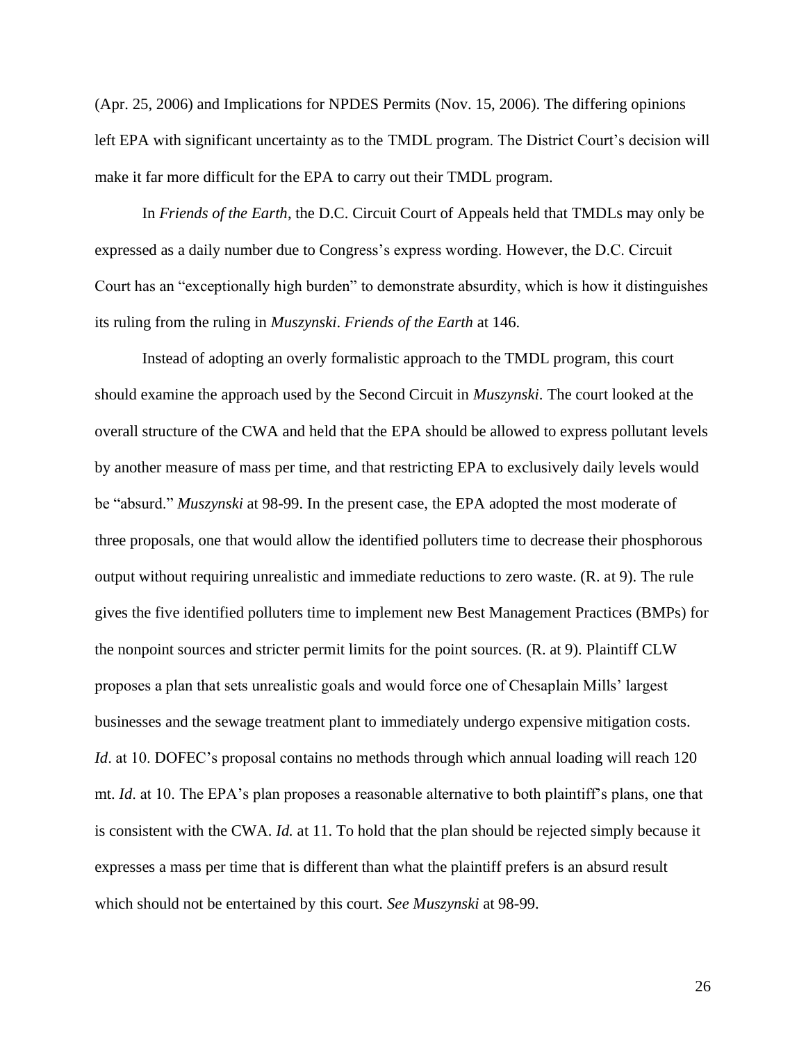(Apr. 25, 2006) and Implications for NPDES Permits (Nov. 15, 2006). The differing opinions left EPA with significant uncertainty as to the TMDL program. The District Court's decision will make it far more difficult for the EPA to carry out their TMDL program.

In *Friends of the Earth*, the D.C. Circuit Court of Appeals held that TMDLs may only be expressed as a daily number due to Congress's express wording. However, the D.C. Circuit Court has an "exceptionally high burden" to demonstrate absurdity, which is how it distinguishes its ruling from the ruling in *Muszynski*. *Friends of the Earth* at 146.

Instead of adopting an overly formalistic approach to the TMDL program, this court should examine the approach used by the Second Circuit in *Muszynski*. The court looked at the overall structure of the CWA and held that the EPA should be allowed to express pollutant levels by another measure of mass per time, and that restricting EPA to exclusively daily levels would be "absurd." *Muszynski* at 98-99. In the present case, the EPA adopted the most moderate of three proposals, one that would allow the identified polluters time to decrease their phosphorous output without requiring unrealistic and immediate reductions to zero waste. (R. at 9). The rule gives the five identified polluters time to implement new Best Management Practices (BMPs) for the nonpoint sources and stricter permit limits for the point sources. (R. at 9). Plaintiff CLW proposes a plan that sets unrealistic goals and would force one of Chesaplain Mills' largest businesses and the sewage treatment plant to immediately undergo expensive mitigation costs. *Id*. at 10. DOFEC's proposal contains no methods through which annual loading will reach 120 mt. *Id*. at 10. The EPA's plan proposes a reasonable alternative to both plaintiff's plans, one that is consistent with the CWA. *Id.* at 11. To hold that the plan should be rejected simply because it expresses a mass per time that is different than what the plaintiff prefers is an absurd result which should not be entertained by this court. *See Muszynski* at 98-99.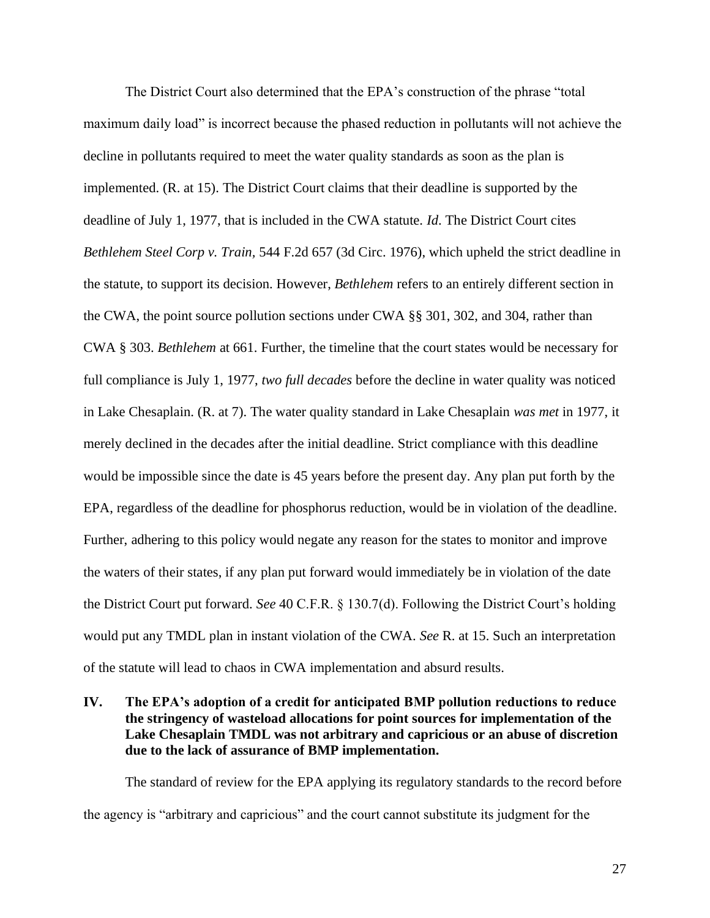The District Court also determined that the EPA's construction of the phrase "total maximum daily load" is incorrect because the phased reduction in pollutants will not achieve the decline in pollutants required to meet the water quality standards as soon as the plan is implemented. (R. at 15). The District Court claims that their deadline is supported by the deadline of July 1, 1977, that is included in the CWA statute. *Id.* The District Court cites *Bethlehem Steel Corp v. Train,* 544 F.2d 657 (3d Circ. 1976), which upheld the strict deadline in the statute, to support its decision. However, *Bethlehem* refers to an entirely different section in the CWA, the point source pollution sections under CWA §§ 301, 302, and 304, rather than CWA § 303. *Bethlehem* at 661. Further, the timeline that the court states would be necessary for full compliance is July 1, 1977, *two full decades* before the decline in water quality was noticed in Lake Chesaplain. (R. at 7). The water quality standard in Lake Chesaplain *was met* in 1977, it merely declined in the decades after the initial deadline. Strict compliance with this deadline would be impossible since the date is 45 years before the present day. Any plan put forth by the EPA, regardless of the deadline for phosphorus reduction, would be in violation of the deadline. Further, adhering to this policy would negate any reason for the states to monitor and improve the waters of their states, if any plan put forward would immediately be in violation of the date the District Court put forward. *See* 40 C.F.R. § 130.7(d). Following the District Court's holding would put any TMDL plan in instant violation of the CWA. *See* R. at 15. Such an interpretation of the statute will lead to chaos in CWA implementation and absurd results.

## IV. The EPA's adoption of a credit for anticipated BMP pollution reductions to reduce the stringency of wasteload allocations for point sources for implementation of the Lake Chesaplain TMDL was not arbitrary and capricious or an abuse of discretion due to the lack of assurance of BMP implementation.

The standard of review for the EPA applying its regulatory standards to the record before the agency is "arbitrary and capricious" and the court cannot substitute its judgment for the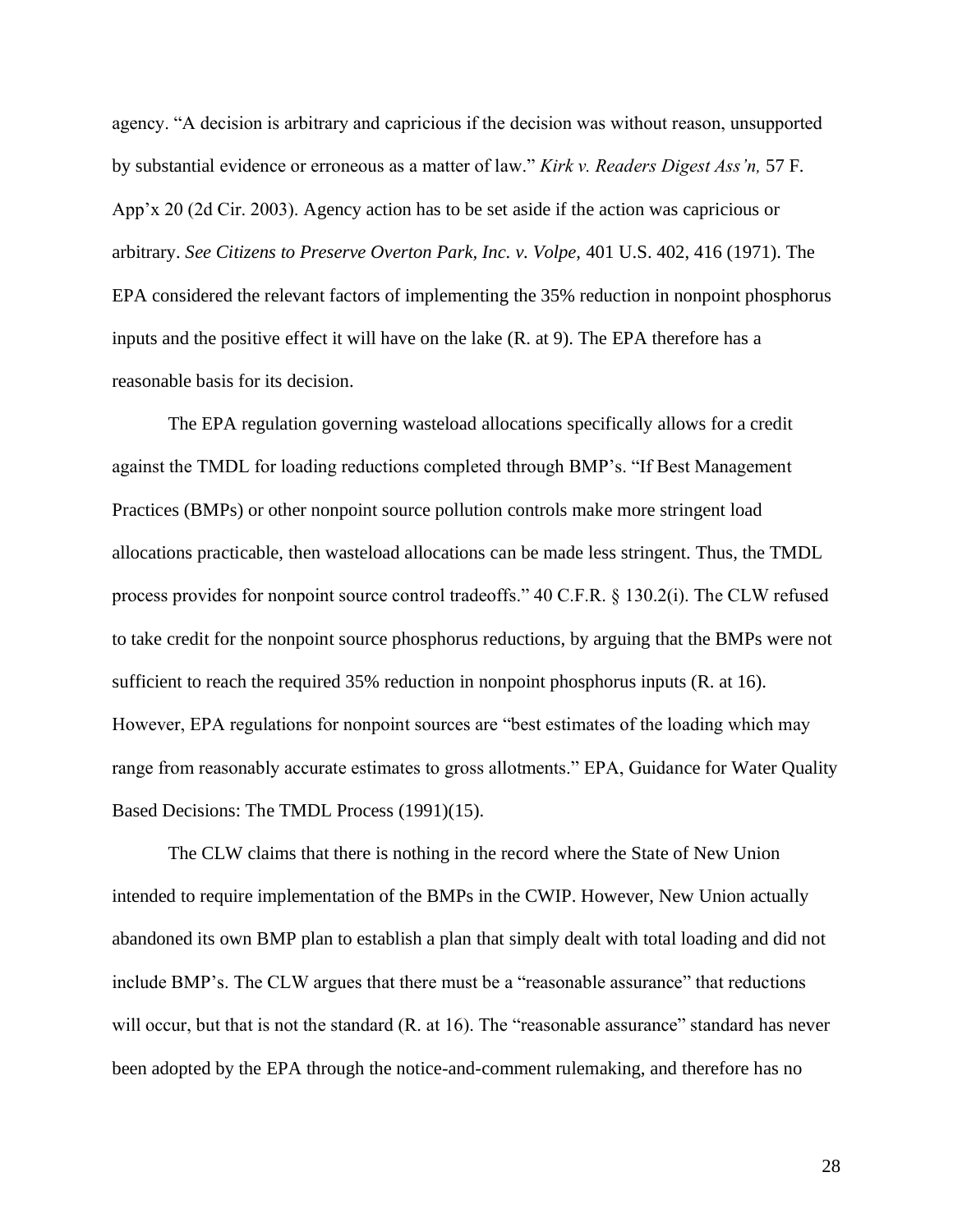agency. "A decision is arbitrary and capricious if the decision was without reason, unsupported by substantial evidence or erroneous as a matter of law." *Kirk v. Readers Digest Ass'n,* 57 F. App'x 20 (2d Cir. 2003). Agency action has to be set aside if the action was capricious or arbitrary. *See Citizens to Preserve Overton Park, Inc. v. Volpe,* 401 U.S. 402, 416 (1971). The EPA considered the relevant factors of implementing the 35% reduction in nonpoint phosphorus inputs and the positive effect it will have on the lake (R. at 9). The EPA therefore has a reasonable basis for its decision.

The EPA regulation governing wasteload allocations specifically allows for a credit against the TMDL for loading reductions completed through BMP's. "If Best Management Practices (BMPs) or other nonpoint source pollution controls make more stringent load allocations practicable, then wasteload allocations can be made less stringent. Thus, the TMDL process provides for nonpoint source control tradeoffs." 40 C.F.R. § 130.2(i). The CLW refused to take credit for the nonpoint source phosphorus reductions, by arguing that the BMPs were not sufficient to reach the required 35% reduction in nonpoint phosphorus inputs (R. at 16). However, EPA regulations for nonpoint sources are "best estimates of the loading which may range from reasonably accurate estimates to gross allotments." EPA, Guidance for Water Quality Based Decisions: The TMDL Process (1991)(15).

The CLW claims that there is nothing in the record where the State of New Union intended to require implementation of the BMPs in the CWIP. However, New Union actually abandoned its own BMP plan to establish a plan that simply dealt with total loading and did not include BMP's. The CLW argues that there must be a "reasonable assurance" that reductions will occur, but that is not the standard (R. at 16). The "reasonable assurance" standard has never been adopted by the EPA through the notice-and-comment rulemaking, and therefore has no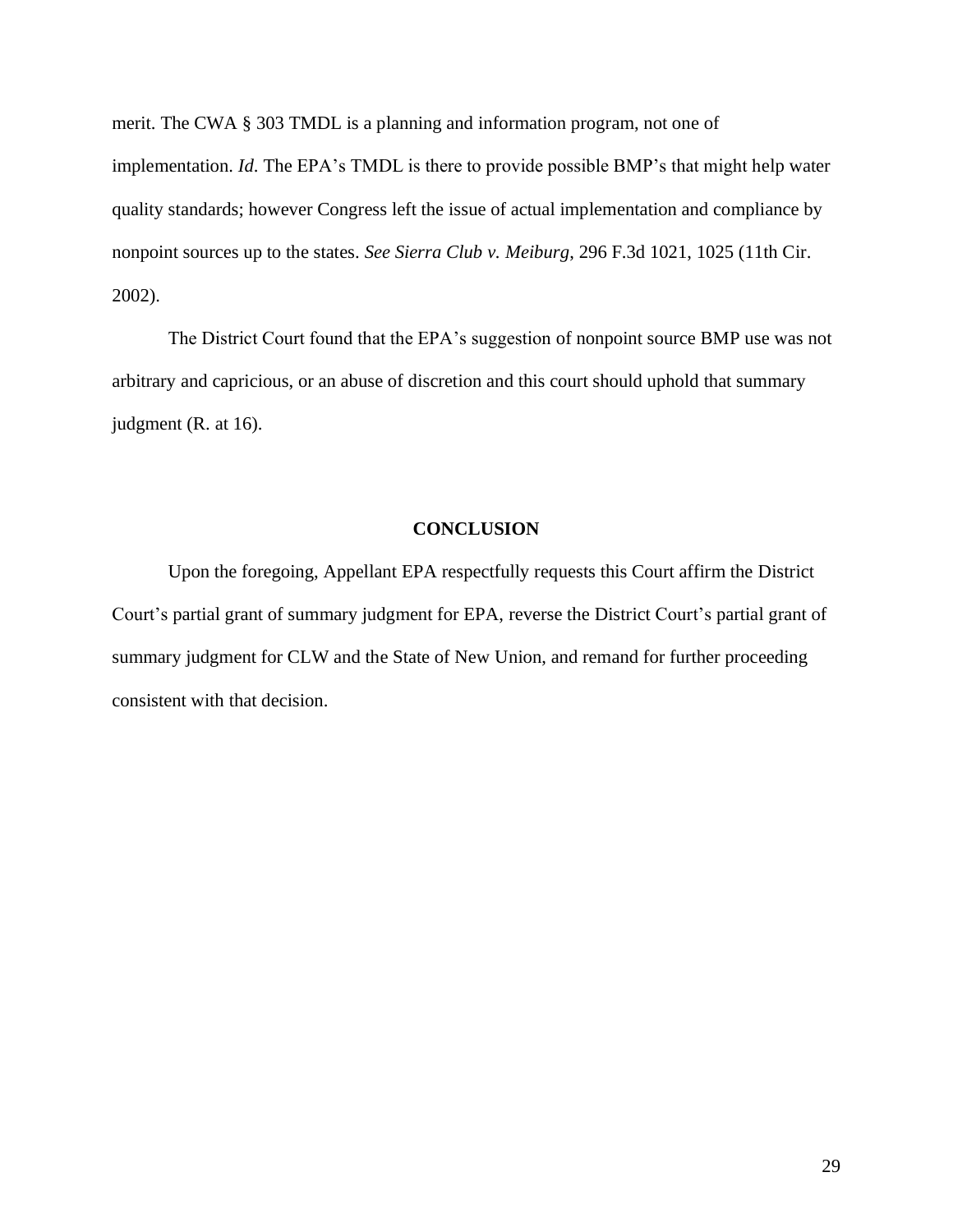merit. The CWA § 303 TMDL is a planning and information program, not one of implementation. *Id.* The EPA's TMDL is there to provide possible BMP's that might help water quality standards; however Congress left the issue of actual implementation and compliance by nonpoint sources up to the states. *See Sierra Club v. Meiburg*, 296 F.3d 1021, 1025 (11th Cir. 2002).

The District Court found that the EPA's suggestion of nonpoint source BMP use was not arbitrary and capricious, or an abuse of discretion and this court should uphold that summary judgment (R. at 16).

## CONCLUSION

Upon the foregoing, Appellant EPA respectfully requests this Court affirm the District Court's partial grant of summary judgment for EPA, reverse the District Court's partial grant of summary judgment for CLW and the State of New Union, and remand for further proceeding consistent with that decision.